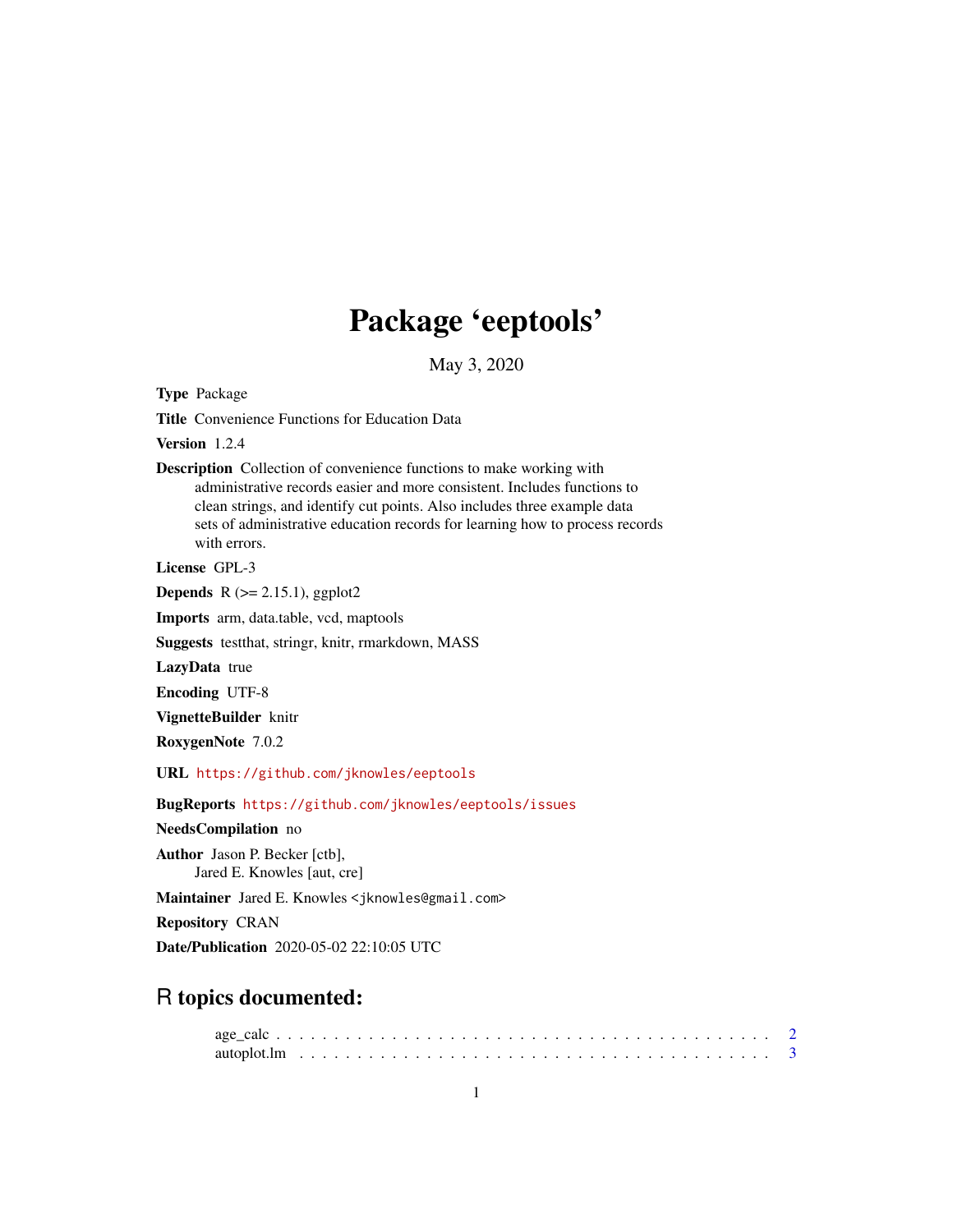# Package 'eeptools'

May 3, 2020

**Type** Package

**Title** Convenience Functions for Education Data

**Version** 1.2.4

**Description** Collection of convenience functions to make working with administrative records easier and more consistent. Includes functions to clean strings, and identify cut points. Also includes three example data sets of administrative education records for learning how to process records with errors.

**License** GPL-3

**Depends** R (>= 2.15.1), ggplot2

**Imports** arm, data.table, vcd, maptools

**Suggests** testthat, stringr, knitr, rmarkdown, MASS

**LazyData** true

**Encoding** UTF-8

**VignetteBuilder** knitr

**RoxygenNote** 7.0.2

**URL** https://github.com/jknowles/eeptools

**BugReports** https://github.com/jknowles/eeptools/issues

**NeedsCompilation** no

**Author** Jason P. Becker [ctb],
Jared E. Knowles [aut, cre]

**Maintainer** Jared E. Knowles <jknowles@gmail.com>

**Repository** CRAN

**Date/Publication** 2020-05-02 22:10:05 UTC

## R topics documented:

age_calc . . . . . . . . . . . . . . . . . . . . . . . . . . . . . . . . . . . . . . . . . . 2
autoplot.lm . . . . . . . . . . . . . . . . . . . . . . . . . . . . . . . . . . . . . . . . . 3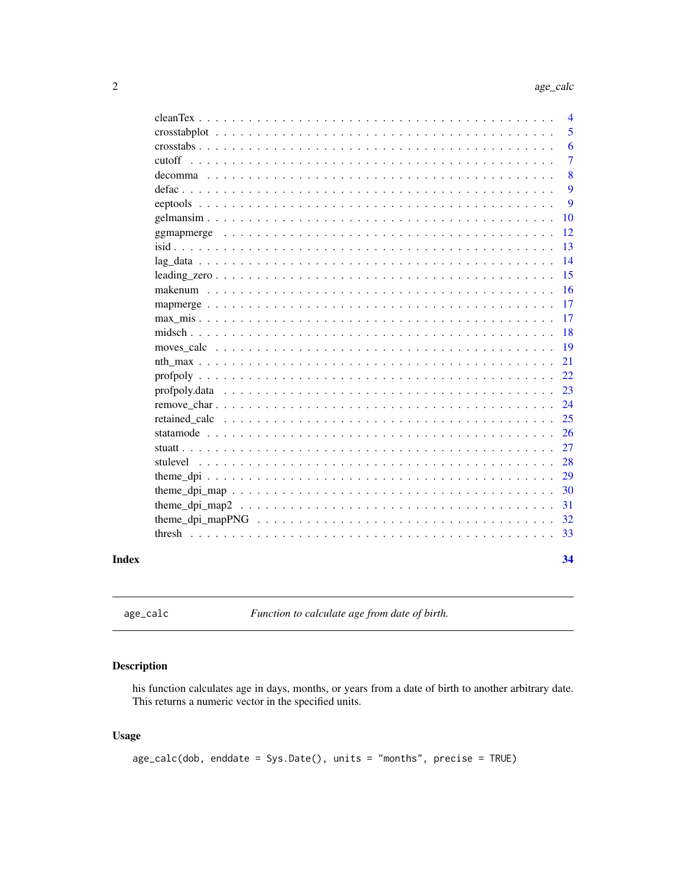| | |
|---|---|
| cleanTex | 4 |
| crosstabplot | 5 |
| crosstabs | 6 |
| cutoff | 7 |
| decomma | 8 |
| defac | 9 |
| eeptools | 9 |
| gelmansim | 10 |
| ggmapmerge | 12 |
| isid | 13 |
| lag_data | 14 |
| leading_zero | 15 |
| makenum | 16 |
| mapmerge | 17 |
| max_mis | 17 |
| midsch | 18 |
| moves_calc | 19 |
| nth_max | 21 |
| profpoly | 22 |
| profpoly.data | 23 |
| remove_char | 24 |
| retained_calc | 25 |
| statamode | 26 |
| stuatt | 27 |
| stulevel | 28 |
| theme_dpi | 29 |
| theme_dpi_map | 30 |
| theme_dpi_map2 | 31 |
| theme_dpi_mapPNG | 32 |
| thresh | 33 |

**Index** **34**

---

`age_calc` *Function to calculate age from date of birth.*

---

## Description

his function calculates age in days, months, or years from a date of birth to another arbitrary date. This returns a numeric vector in the specified units.

## Usage

```
age_calc(dob, enddate = Sys.Date(), units = "months", precise = TRUE)
```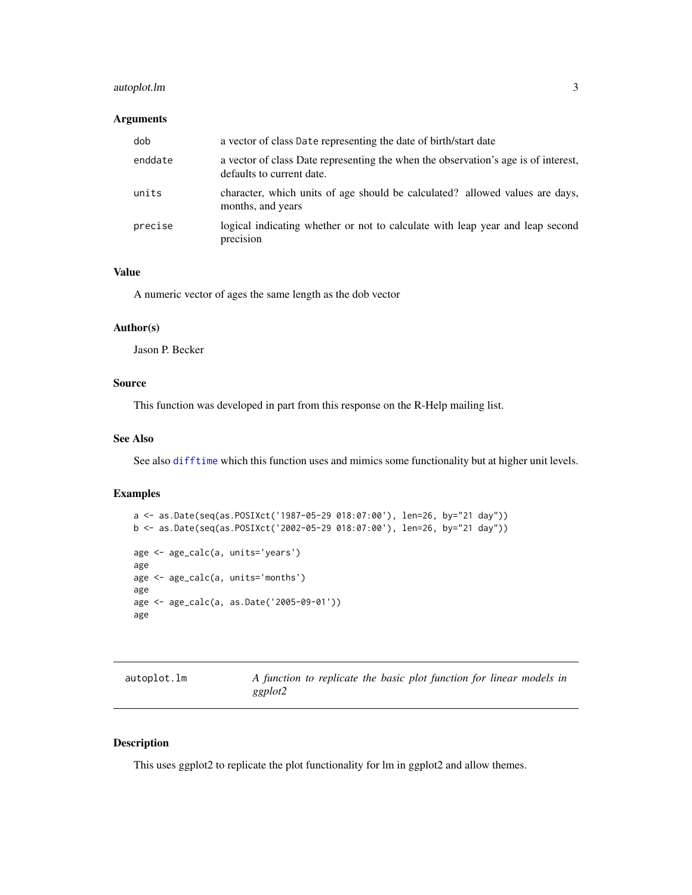### Arguments

| | |
|---|---|
| dob | a vector of class Date representing the date of birth/start date |
| enddate | a vector of class Date representing the when the observation's age is of interest, defaults to current date. |
| units | character, which units of age should be calculated? allowed values are days, months, and years |
| precise | logical indicating whether or not to calculate with leap year and leap second precision |

### Value

A numeric vector of ages the same length as the dob vector

### Author(s)

Jason P. Becker

### Source

This function was developed in part from this response on the R-Help mailing list.

### See Also

See also difftime which this function uses and mimics some functionality but at higher unit levels.

### Examples

```
a <- as.Date(seq(as.POSIXct('1987-05-29 018:07:00'), len=26, by="21 day"))
b <- as.Date(seq(as.POSIXct('2002-05-29 018:07:00'), len=26, by="21 day"))

age <- age_calc(a, units='years')
age
age <- age_calc(a, units='months')
age
age <- age_calc(a, as.Date('2005-09-01'))
age
```

---

## autoplot.lm — *A function to replicate the basic plot function for linear models in ggplot2*

---

### Description

This uses ggplot2 to replicate the plot functionality for lm in ggplot2 and allow themes.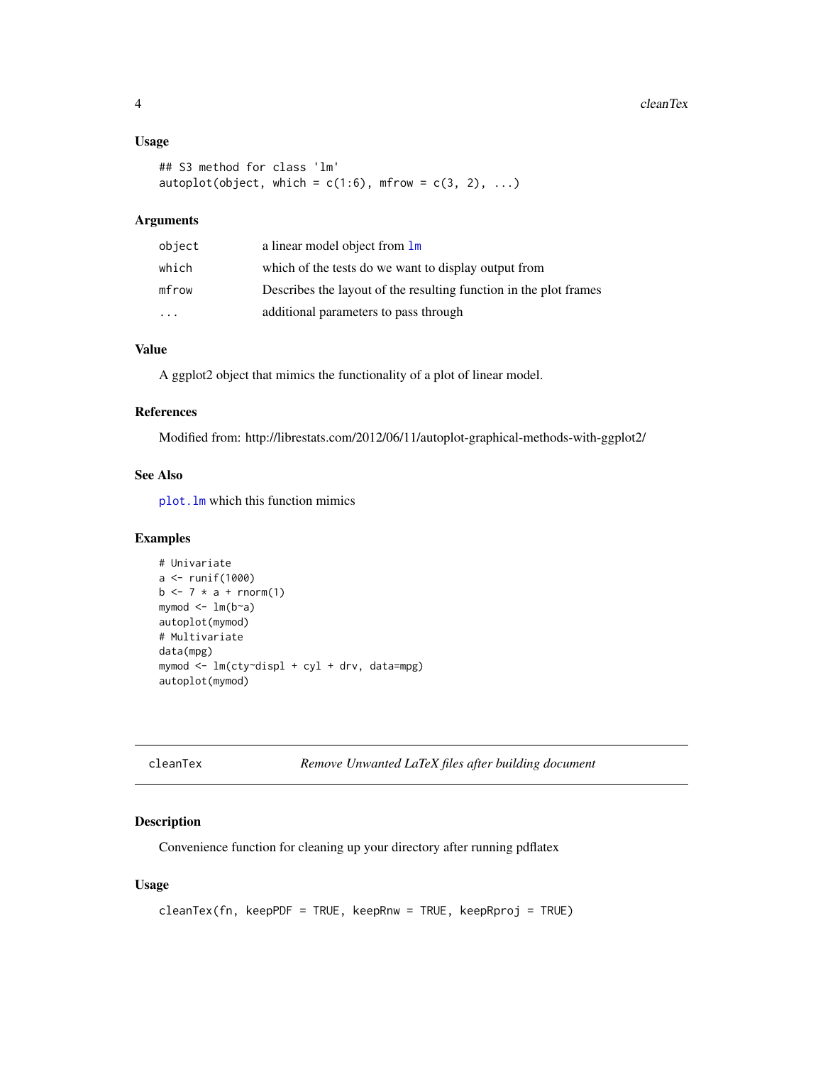### Usage

```
## S3 method for class 'lm'
autoplot(object, which = c(1:6), mfrow = c(3, 2), ...)
```

### Arguments

| | |
|---|---|
| object | a linear model object from lm |
| which | which of the tests do we want to display output from |
| mfrow | Describes the layout of the resulting function in the plot frames |
| ... | additional parameters to pass through |

### Value

A ggplot2 object that mimics the functionality of a plot of linear model.

### References

Modified from: http://librestats.com/2012/06/11/autoplot-graphical-methods-with-ggplot2/

### See Also

plot.lm which this function mimics

### Examples

```
# Univariate
a <- runif(1000)
b <- 7 * a + rnorm(1)
mymod <- lm(b~a)
autoplot(mymod)
# Multivariate
data(mpg)
mymod <- lm(cty~displ + cyl + drv, data=mpg)
autoplot(mymod)
```

---

## cleanTex — *Remove Unwanted LaTeX files after building document*

### Description

Convenience function for cleaning up your directory after running pdflatex

### Usage

```
cleanTex(fn, keepPDF = TRUE, keepRnw = TRUE, keepRproj = TRUE)
```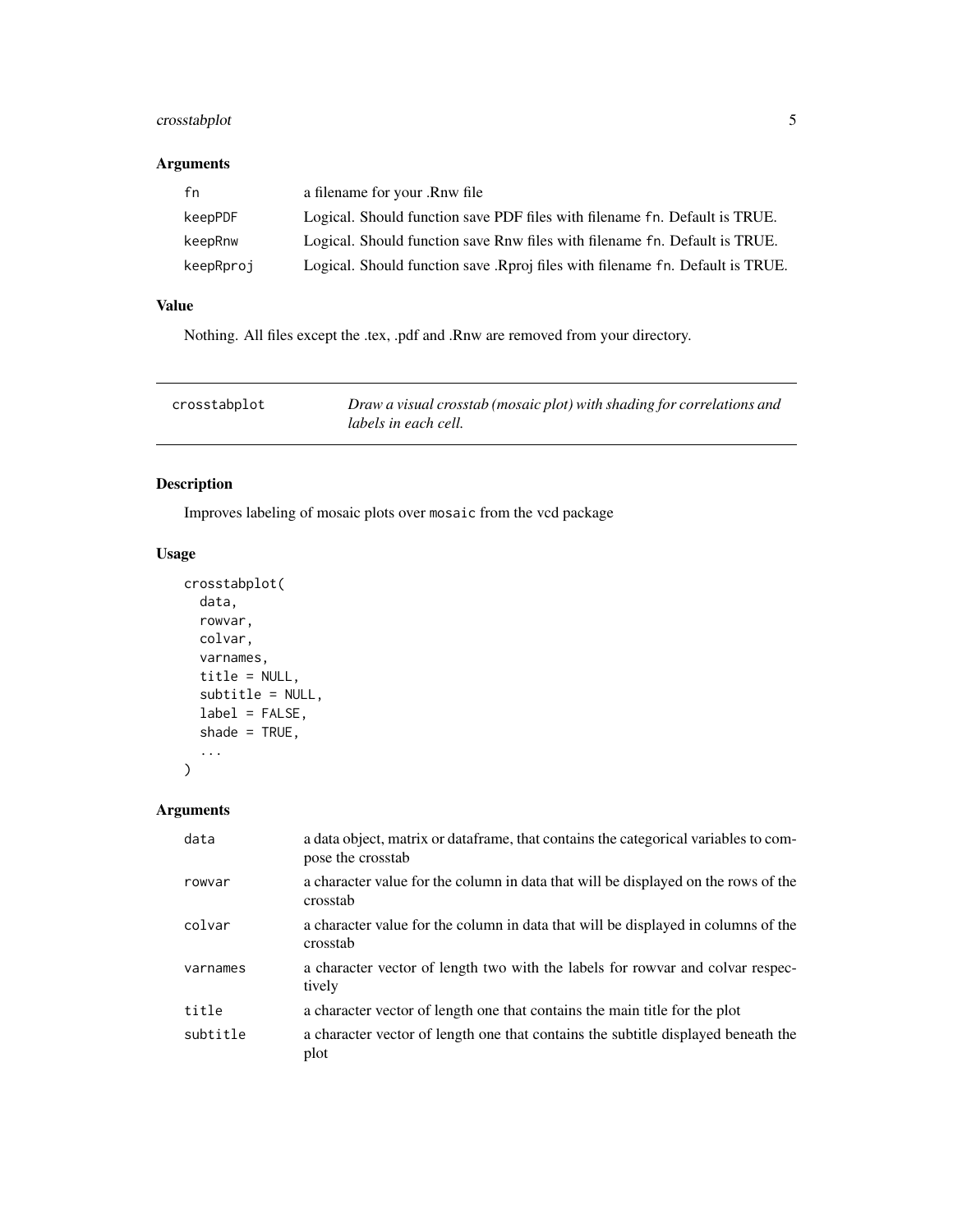## Arguments

| | |
|---|---|
| `fn` | a filename for your .Rnw file |
| `keepPDF` | Logical. Should function save PDF files with filename `fn`. Default is TRUE. |
| `keepRnw` | Logical. Should function save Rnw files with filename `fn`. Default is TRUE. |
| `keepRproj` | Logical. Should function save .Rproj files with filename `fn`. Default is TRUE. |

## Value

Nothing. All files except the .tex, .pdf and .Rnw are removed from your directory.

---

# crosstabplot

*Draw a visual crosstab (mosaic plot) with shading for correlations and labels in each cell.*

---

## Description

Improves labeling of mosaic plots over `mosaic` from the vcd package

## Usage

```
crosstabplot(
  data,
  rowvar,
  colvar,
  varnames,
  title = NULL,
  subtitle = NULL,
  label = FALSE,
  shade = TRUE,
  ...
)
```

## Arguments

| | |
|---|---|
| `data` | a data object, matrix or dataframe, that contains the categorical variables to compose the crosstab |
| `rowvar` | a character value for the column in data that will be displayed on the rows of the crosstab |
| `colvar` | a character value for the column in data that will be displayed in columns of the crosstab |
| `varnames` | a character vector of length two with the labels for rowvar and colvar respectively |
| `title` | a character vector of length one that contains the main title for the plot |
| `subtitle` | a character vector of length one that contains the subtitle displayed beneath the plot |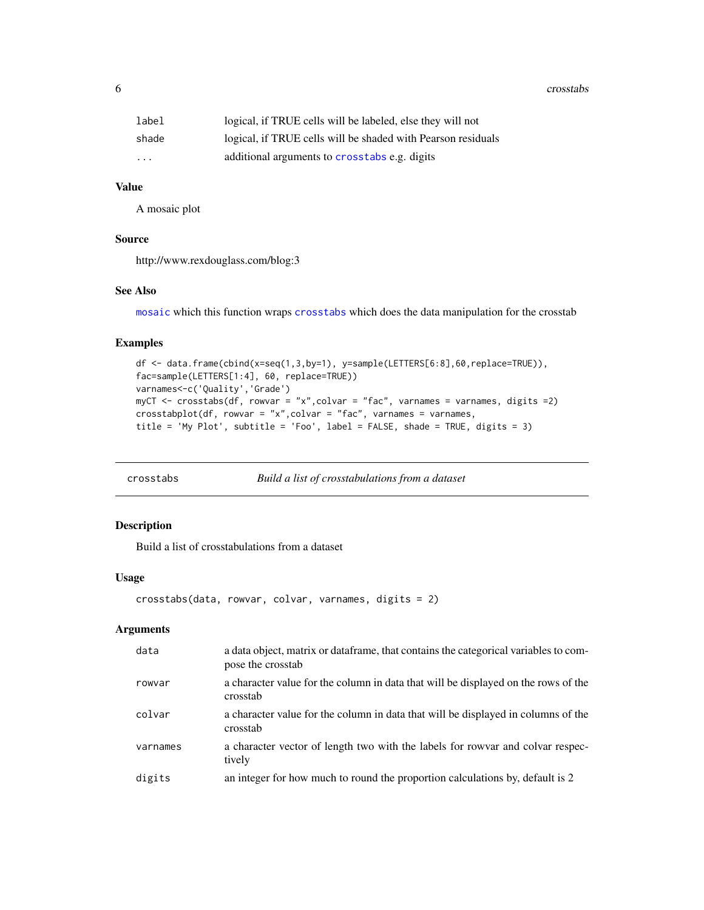| | |
|---|---|
| label | logical, if TRUE cells will be labeled, else they will not |
| shade | logical, if TRUE cells will be shaded with Pearson residuals |
| ... | additional arguments to crosstabs e.g. digits |

### Value

A mosaic plot

### Source

http://www.rexdouglass.com/blog:3

### See Also

mosaic which this function wraps crosstabs which does the data manipulation for the crosstab

### Examples

```
df <- data.frame(cbind(x=seq(1,3,by=1), y=sample(LETTERS[6:8],60,replace=TRUE)),
fac=sample(LETTERS[1:4], 60, replace=TRUE))
varnames<-c('Quality','Grade')
myCT <- crosstabs(df, rowvar = "x",colvar = "fac", varnames = varnames, digits =2)
crosstabplot(df, rowvar = "x",colvar = "fac", varnames = varnames,
title = 'My Plot', subtitle = 'Foo', label = FALSE, shade = TRUE, digits = 3)
```

---

## crosstabs *Build a list of crosstabulations from a dataset*

### Description

Build a list of crosstabulations from a dataset

### Usage

```
crosstabs(data, rowvar, colvar, varnames, digits = 2)
```

### Arguments

| | |
|---|---|
| data | a data object, matrix or dataframe, that contains the categorical variables to compose the crosstab |
| rowvar | a character value for the column in data that will be displayed on the rows of the crosstab |
| colvar | a character value for the column in data that will be displayed in columns of the crosstab |
| varnames | a character vector of length two with the labels for rowvar and colvar respectively |
| digits | an integer for how much to round the proportion calculations by, default is 2 |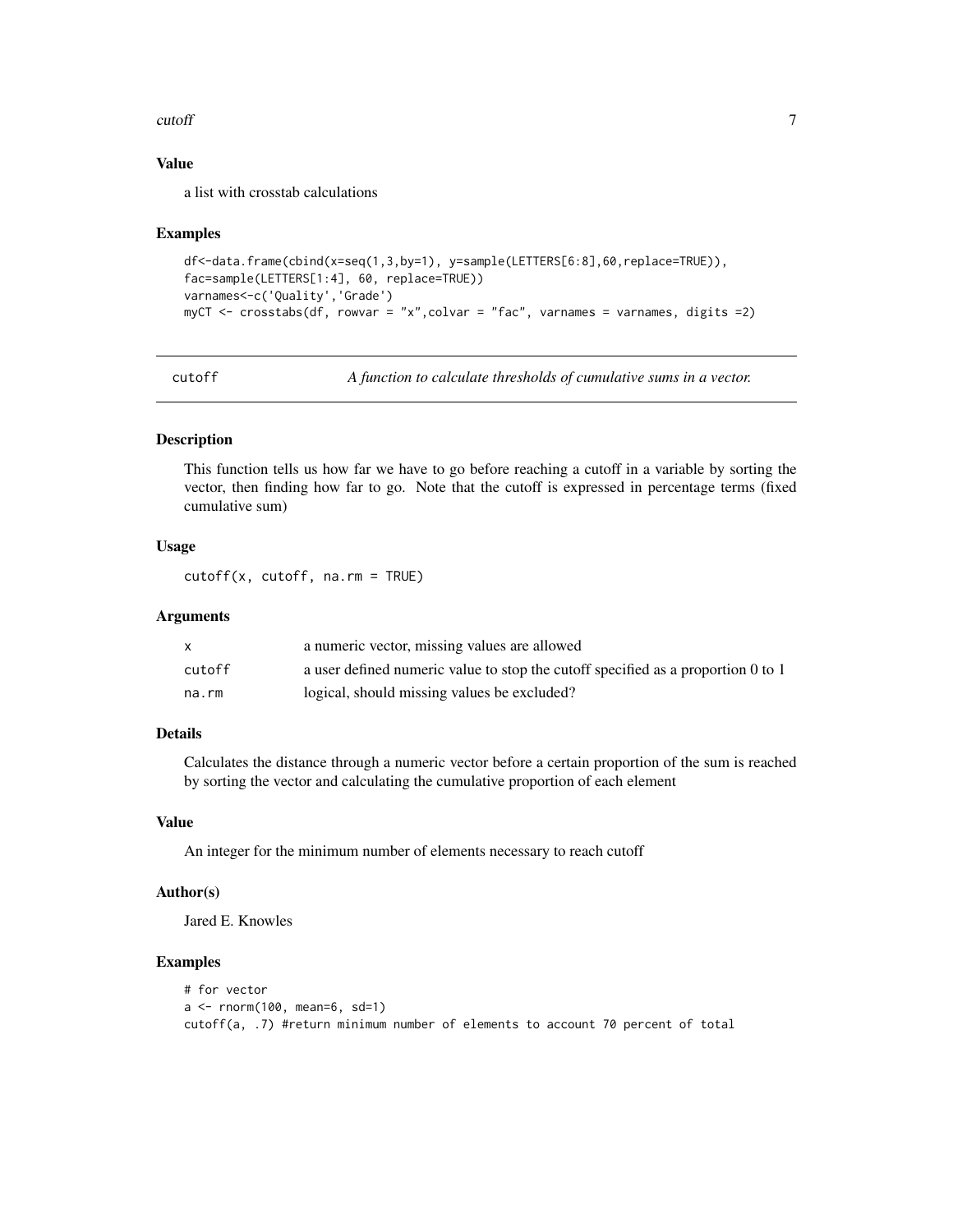### Value

a list with crosstab calculations

### Examples

```
df<-data.frame(cbind(x=seq(1,3,by=1), y=sample(LETTERS[6:8],60,replace=TRUE)),
fac=sample(LETTERS[1:4], 60, replace=TRUE))
varnames<-c('Quality','Grade')
myCT <- crosstabs(df, rowvar = "x",colvar = "fac", varnames = varnames, digits =2)
```

---

## cutoff — *A function to calculate thresholds of cumulative sums in a vector.*

### Description

This function tells us how far we have to go before reaching a cutoff in a variable by sorting the vector, then finding how far to go. Note that the cutoff is expressed in percentage terms (fixed cumulative sum)

### Usage

```
cutoff(x, cutoff, na.rm = TRUE)
```

### Arguments

| | |
|---|---|
| x | a numeric vector, missing values are allowed |
| cutoff | a user defined numeric value to stop the cutoff specified as a proportion 0 to 1 |
| na.rm | logical, should missing values be excluded? |

### Details

Calculates the distance through a numeric vector before a certain proportion of the sum is reached by sorting the vector and calculating the cumulative proportion of each element

### Value

An integer for the minimum number of elements necessary to reach cutoff

### Author(s)

Jared E. Knowles

### Examples

```
# for vector
a <- rnorm(100, mean=6, sd=1)
cutoff(a, .7) #return minimum number of elements to account 70 percent of total
```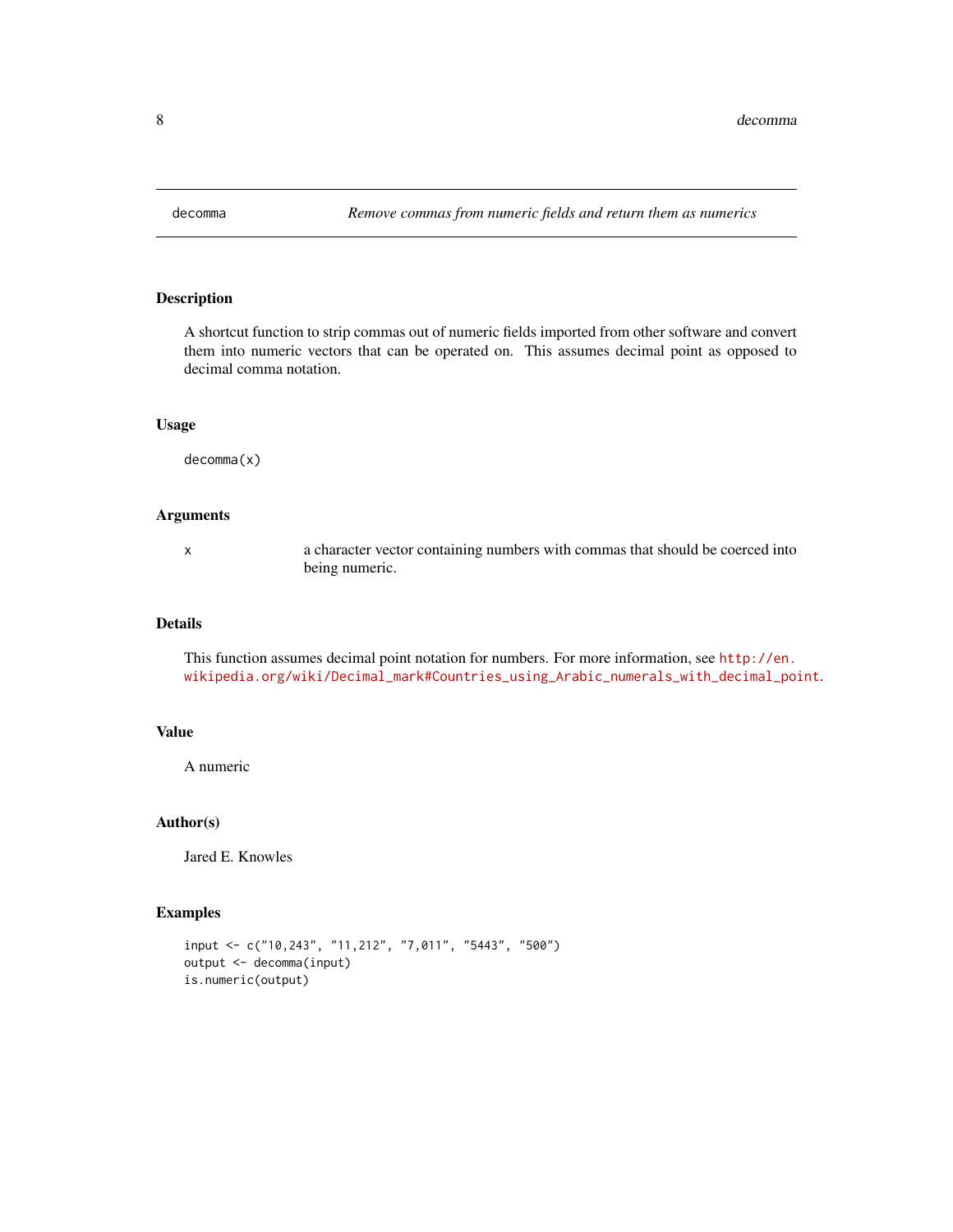# decomma *Remove commas from numeric fields and return them as numerics*

## Description

A shortcut function to strip commas out of numeric fields imported from other software and convert them into numeric vectors that can be operated on. This assumes decimal point as opposed to decimal comma notation.

## Usage

```
decomma(x)
```

## Arguments

| | |
|---|---|
| x | a character vector containing numbers with commas that should be coerced into being numeric. |

## Details

This function assumes decimal point notation for numbers. For more information, see http://en.wikipedia.org/wiki/Decimal_mark#Countries_using_Arabic_numerals_with_decimal_point.

## Value

A numeric

## Author(s)

Jared E. Knowles

## Examples

```
input <- c("10,243", "11,212", "7,011", "5443", "500")
output <- decomma(input)
is.numeric(output)
```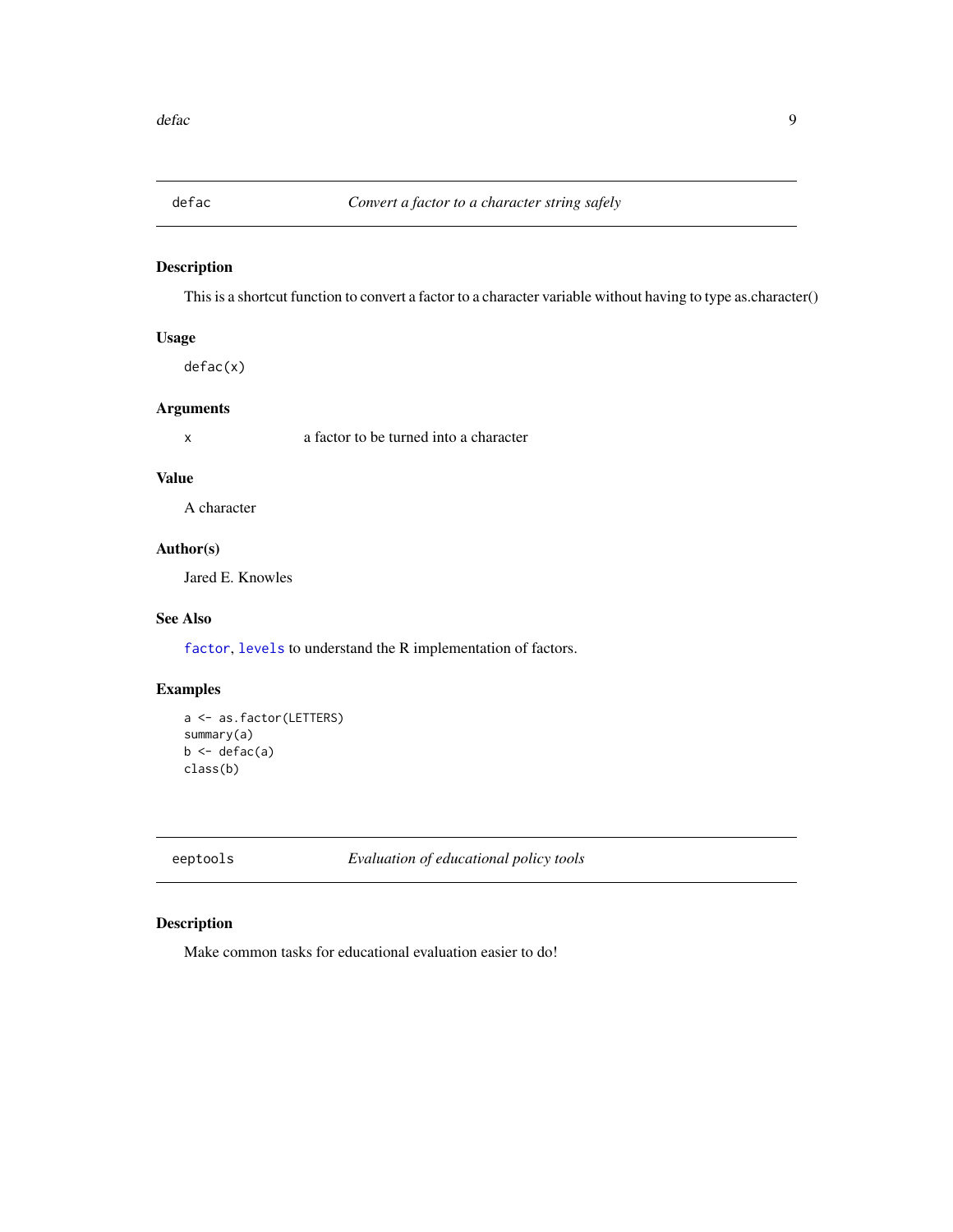## defac — *Convert a factor to a character string safely*

### Description

This is a shortcut function to convert a factor to a character variable without having to type as.character()

### Usage

```
defac(x)
```

### Arguments

| | |
|---|---|
| x | a factor to be turned into a character |

### Value

A character

### Author(s)

Jared E. Knowles

### See Also

`factor`, `levels` to understand the R implementation of factors.

### Examples

```
a <- as.factor(LETTERS)
summary(a)
b <- defac(a)
class(b)
```

## eeptools — *Evaluation of educational policy tools*

### Description

Make common tasks for educational evaluation easier to do!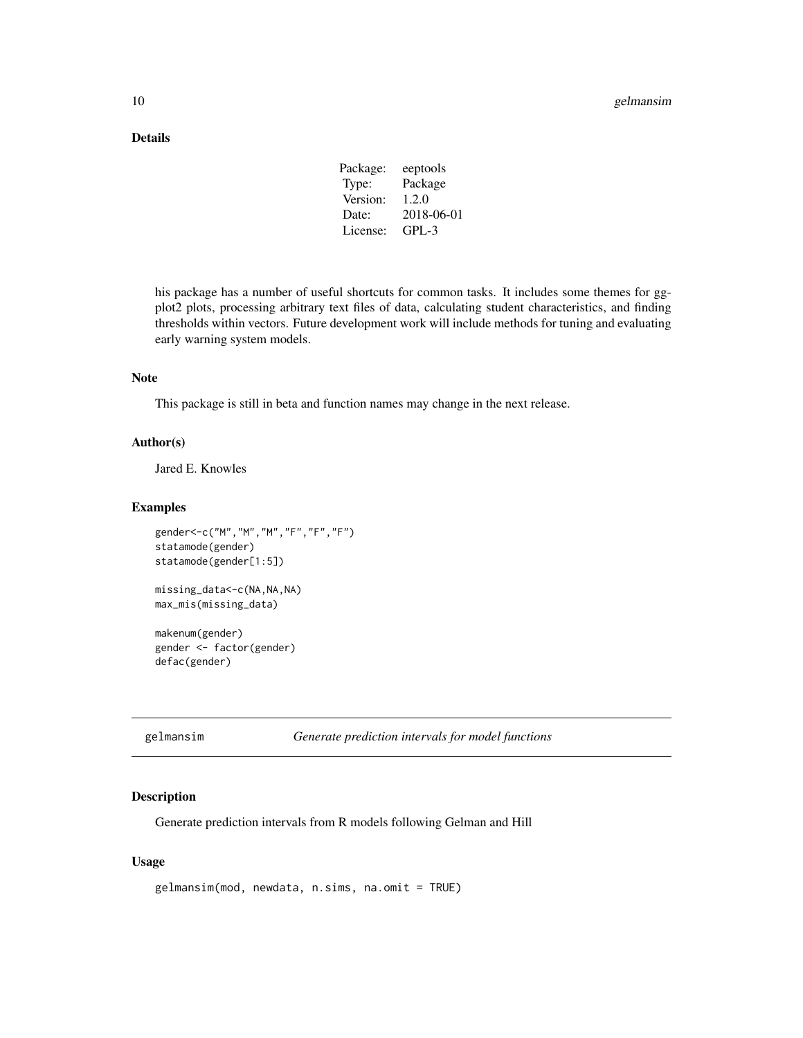### Details

| Package: | eeptools |
|---|---|
| Type: | Package |
| Version: | 1.2.0 |
| Date: | 2018-06-01 |
| License: | GPL-3 |

his package has a number of useful shortcuts for common tasks. It includes some themes for ggplot2 plots, processing arbitrary text files of data, calculating student characteristics, and finding thresholds within vectors. Future development work will include methods for tuning and evaluating early warning system models.

### Note

This package is still in beta and function names may change in the next release.

### Author(s)

Jared E. Knowles

### Examples

```
gender<-c("M","M","M","F","F","F")
statamode(gender)
statamode(gender[1:5])

missing_data<-c(NA,NA,NA)
max_mis(missing_data)

makenum(gender)
gender <- factor(gender)
defac(gender)
```

---

## gelmansim *Generate prediction intervals for model functions*

---

### Description

Generate prediction intervals from R models following Gelman and Hill

### Usage

```
gelmansim(mod, newdata, n.sims, na.omit = TRUE)
```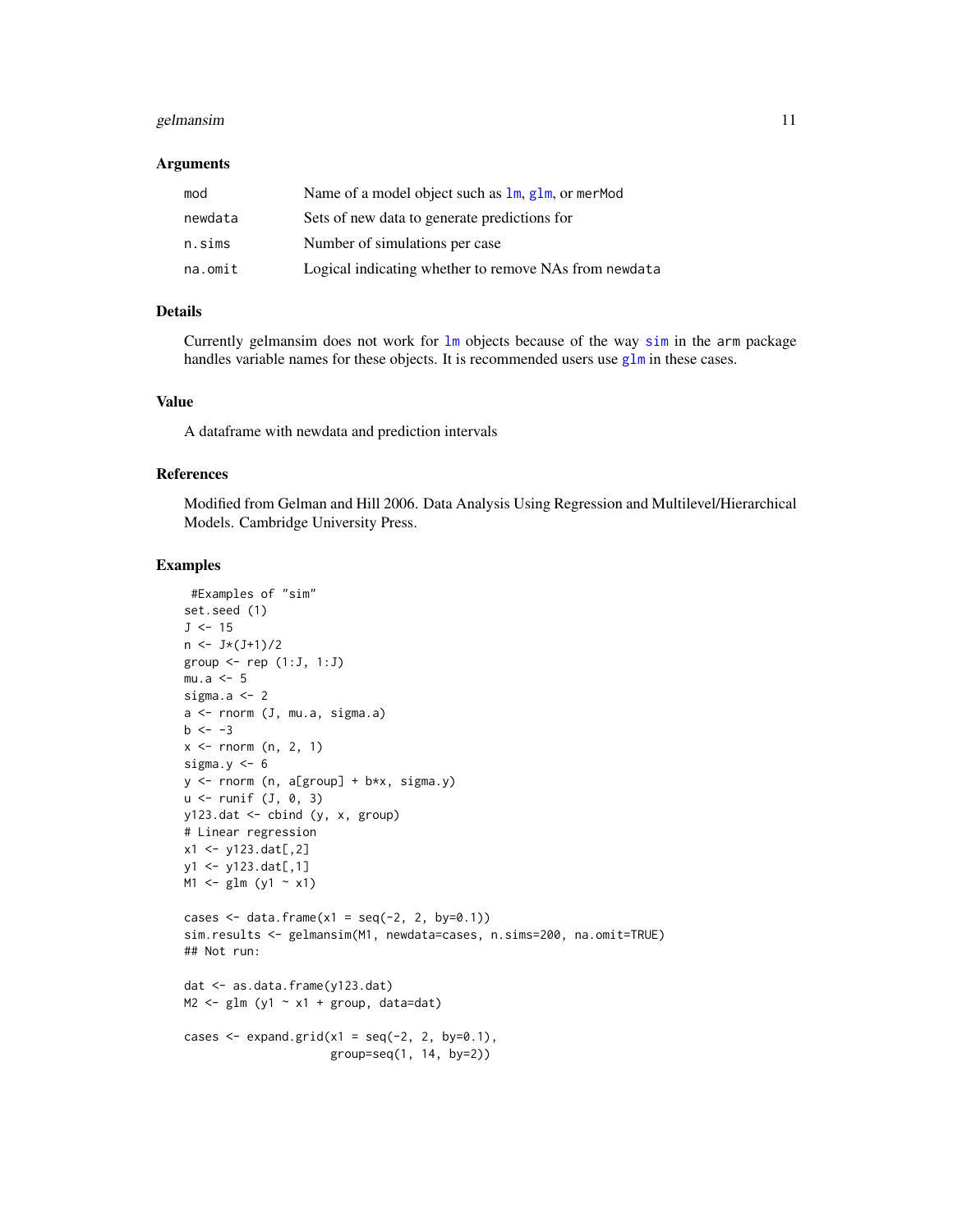### Arguments

| | |
|---|---|
| mod | Name of a model object such as lm, glm, or merMod |
| newdata | Sets of new data to generate predictions for |
| n.sims | Number of simulations per case |
| na.omit | Logical indicating whether to remove NAs from newdata |

### Details

Currently gelmansim does not work for lm objects because of the way sim in the arm package handles variable names for these objects. It is recommended users use glm in these cases.

### Value

A dataframe with newdata and prediction intervals

### References

Modified from Gelman and Hill 2006. Data Analysis Using Regression and Multilevel/Hierarchical Models. Cambridge University Press.

### Examples

```
 #Examples of "sim"
set.seed (1)
J <- 15
n <- J*(J+1)/2
group <- rep (1:J, 1:J)
mu.a <- 5
sigma.a <- 2
a <- rnorm (J, mu.a, sigma.a)
b <- -3
x <- rnorm (n, 2, 1)
sigma.y <- 6
y <- rnorm (n, a[group] + b*x, sigma.y)
u <- runif (J, 0, 3)
y123.dat <- cbind (y, x, group)
# Linear regression
x1 <- y123.dat[,2]
y1 <- y123.dat[,1]
M1 <- glm (y1 ~ x1)

cases <- data.frame(x1 = seq(-2, 2, by=0.1))
sim.results <- gelmansim(M1, newdata=cases, n.sims=200, na.omit=TRUE)
## Not run:

dat <- as.data.frame(y123.dat)
M2 <- glm (y1 ~ x1 + group, data=dat)

cases <- expand.grid(x1 = seq(-2, 2, by=0.1),
                     group=seq(1, 14, by=2))
```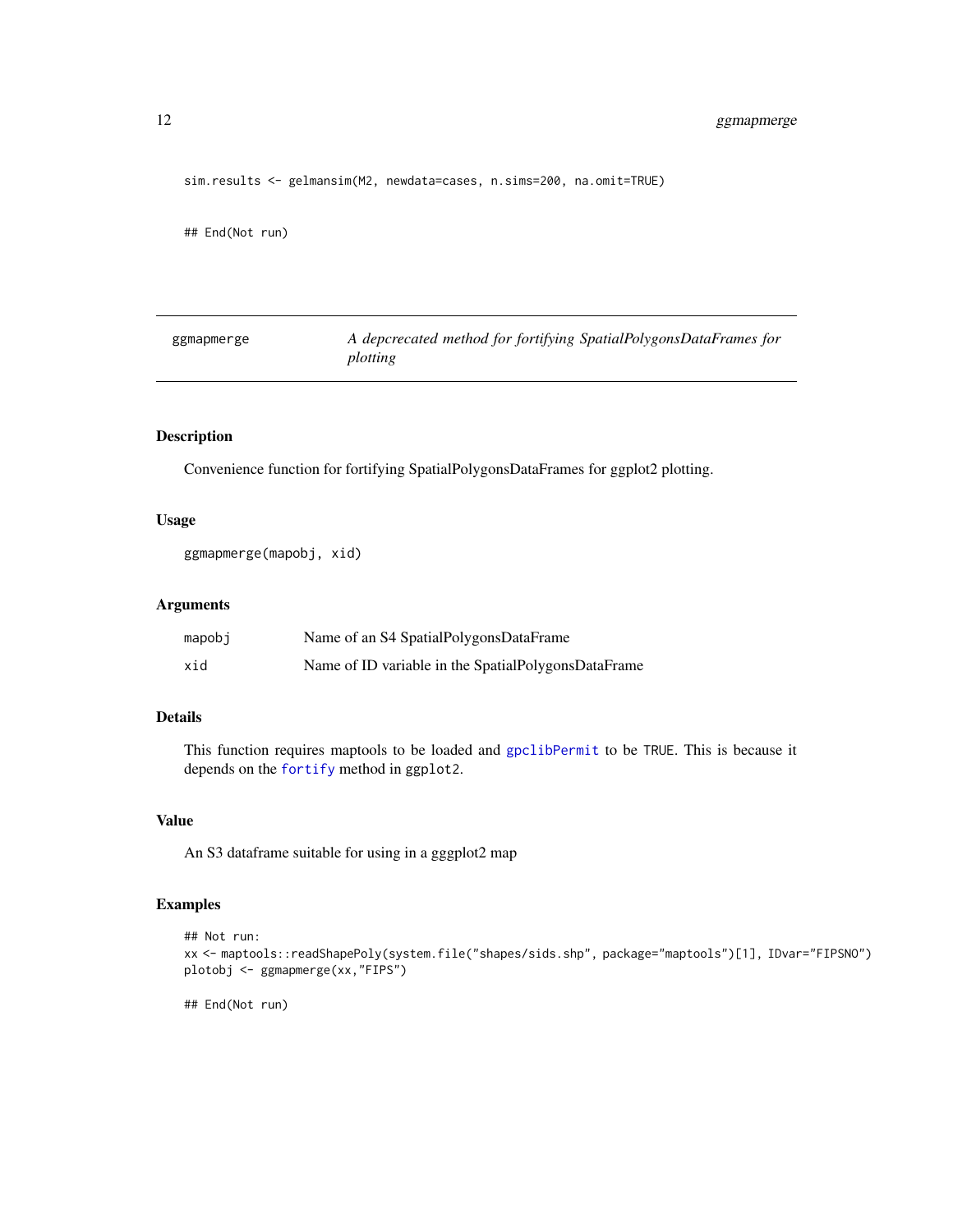```
sim.results <- gelmansim(M2, newdata=cases, n.sims=200, na.omit=TRUE)

## End(Not run)
```

## ggmapmerge *A depcrecated method for fortifying SpatialPolygonsDataFrames for plotting*

### Description

Convenience function for fortifying SpatialPolygonsDataFrames for ggplot2 plotting.

### Usage

```
ggmapmerge(mapobj, xid)
```

### Arguments

| | |
|---|---|
| mapobj | Name of an S4 SpatialPolygonsDataFrame |
| xid | Name of ID variable in the SpatialPolygonsDataFrame |

### Details

This function requires maptools to be loaded and `gpclibPermit` to be `TRUE`. This is because it depends on the `fortify` method in `ggplot2`.

### Value

An S3 dataframe suitable for using in a gggplot2 map

### Examples

```
## Not run:
xx <- maptools::readShapePoly(system.file("shapes/sids.shp", package="maptools")[1], IDvar="FIPSNO")
plotobj <- ggmapmerge(xx,"FIPS")

## End(Not run)
```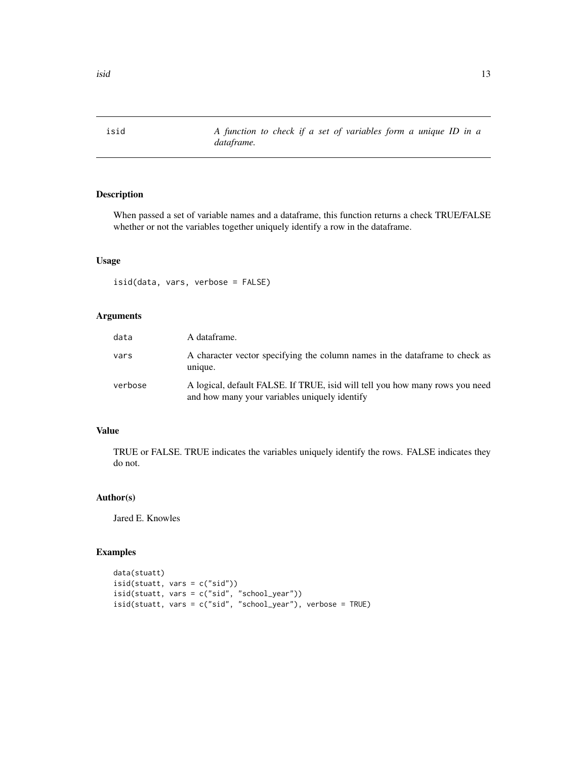## isid — *A function to check if a set of variables form a unique ID in a dataframe.*

### Description

When passed a set of variable names and a dataframe, this function returns a check TRUE/FALSE whether or not the variables together uniquely identify a row in the dataframe.

### Usage

```
isid(data, vars, verbose = FALSE)
```

### Arguments

| | |
|---|---|
| `data` | A dataframe. |
| `vars` | A character vector specifying the column names in the dataframe to check as unique. |
| `verbose` | A logical, default FALSE. If TRUE, isid will tell you how many rows you need and how many your variables uniquely identify |

### Value

TRUE or FALSE. TRUE indicates the variables uniquely identify the rows. FALSE indicates they do not.

### Author(s)

Jared E. Knowles

### Examples

```
data(stuatt)
isid(stuatt, vars = c("sid"))
isid(stuatt, vars = c("sid", "school_year"))
isid(stuatt, vars = c("sid", "school_year"), verbose = TRUE)
```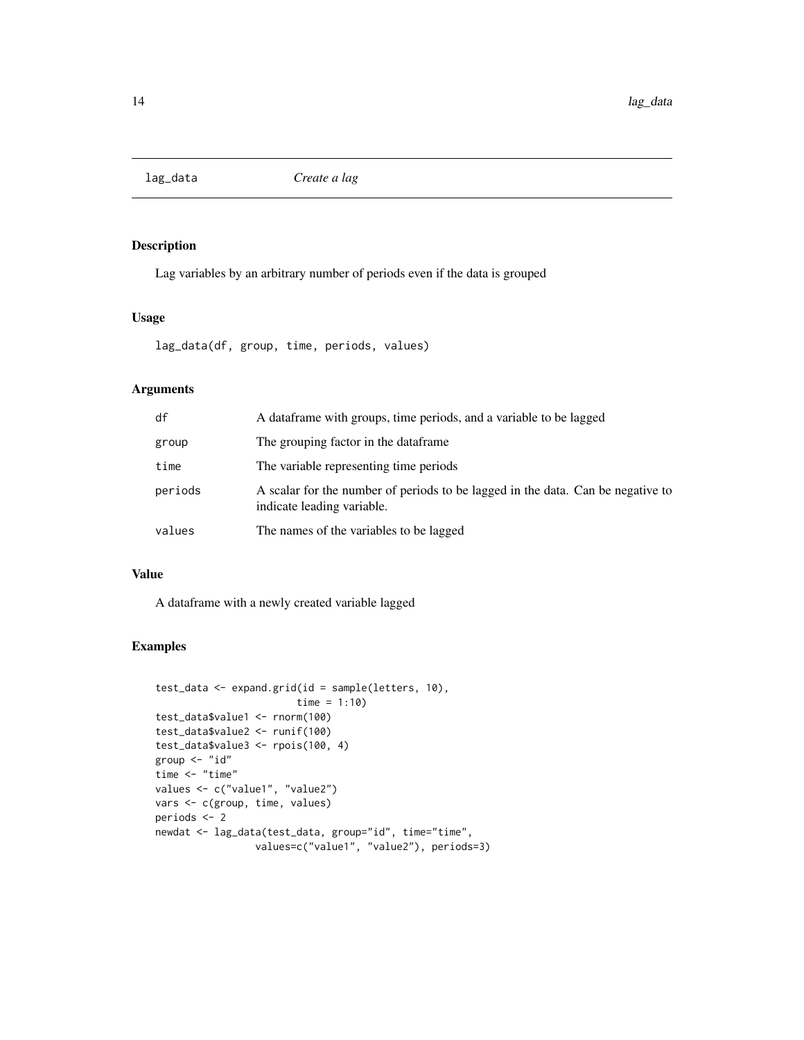# lag_data *Create a lag*

## Description

Lag variables by an arbitrary number of periods even if the data is grouped

## Usage

```
lag_data(df, group, time, periods, values)
```

## Arguments

| | |
|---|---|
| df | A dataframe with groups, time periods, and a variable to be lagged |
| group | The grouping factor in the dataframe |
| time | The variable representing time periods |
| periods | A scalar for the number of periods to be lagged in the data. Can be negative to indicate leading variable. |
| values | The names of the variables to be lagged |

## Value

A dataframe with a newly created variable lagged

## Examples

```
test_data <- expand.grid(id = sample(letters, 10),
                         time = 1:10)
test_data$value1 <- rnorm(100)
test_data$value2 <- runif(100)
test_data$value3 <- rpois(100, 4)
group <- "id"
time <- "time"
values <- c("value1", "value2")
vars <- c(group, time, values)
periods <- 2
newdat <- lag_data(test_data, group="id", time="time",
                values=c("value1", "value2"), periods=3)
```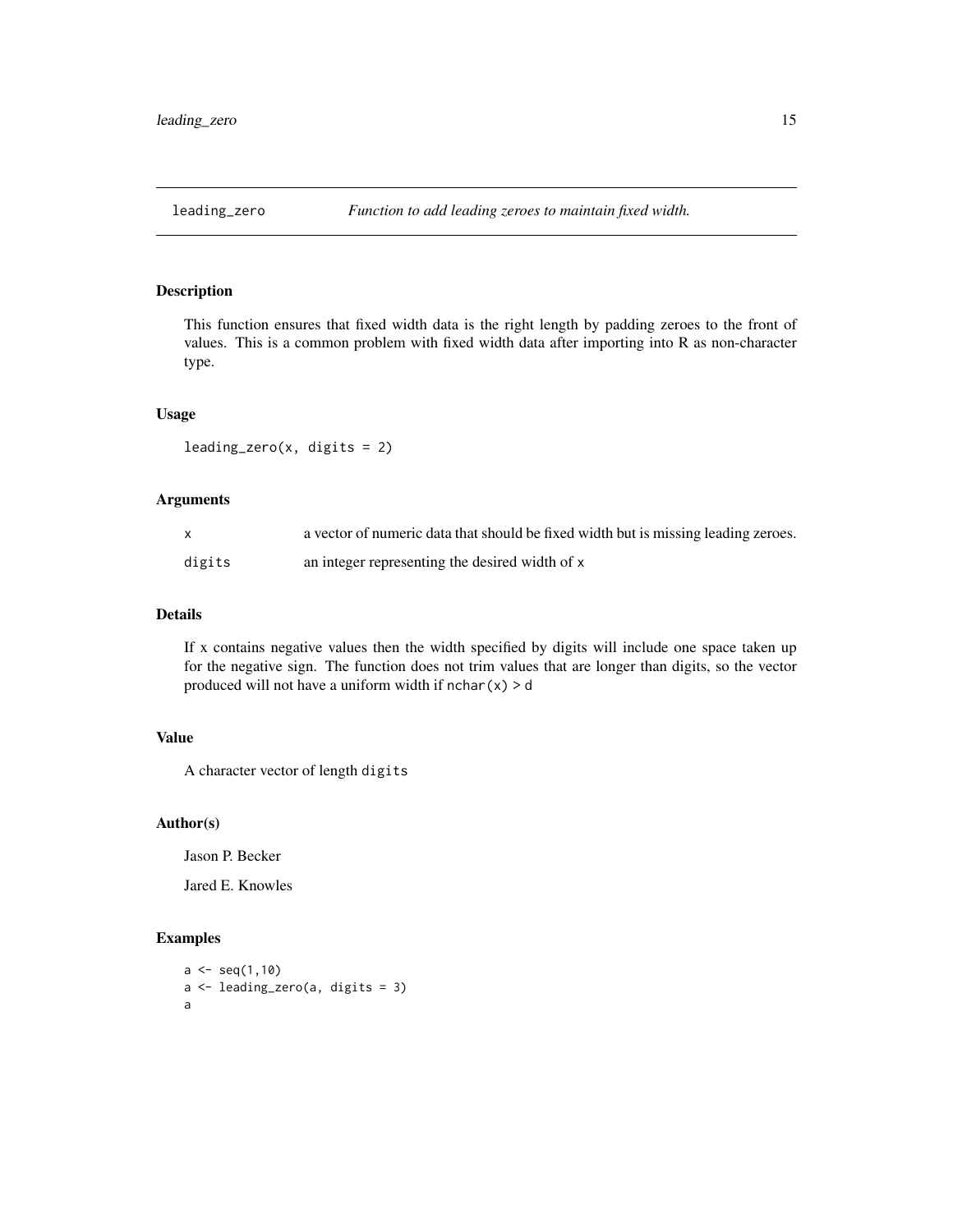## leading_zero — *Function to add leading zeroes to maintain fixed width.*

### Description

This function ensures that fixed width data is the right length by padding zeroes to the front of values. This is a common problem with fixed width data after importing into R as non-character type.

### Usage

```
leading_zero(x, digits = 2)
```

### Arguments

| | |
|---|---|
| x | a vector of numeric data that should be fixed width but is missing leading zeroes. |
| digits | an integer representing the desired width of x |

### Details

If x contains negative values then the width specified by digits will include one space taken up for the negative sign. The function does not trim values that are longer than digits, so the vector produced will not have a uniform width if `nchar(x) > d`

### Value

A character vector of length `digits`

### Author(s)

Jason P. Becker

Jared E. Knowles

### Examples

```
a <- seq(1,10)
a <- leading_zero(a, digits = 3)
a
```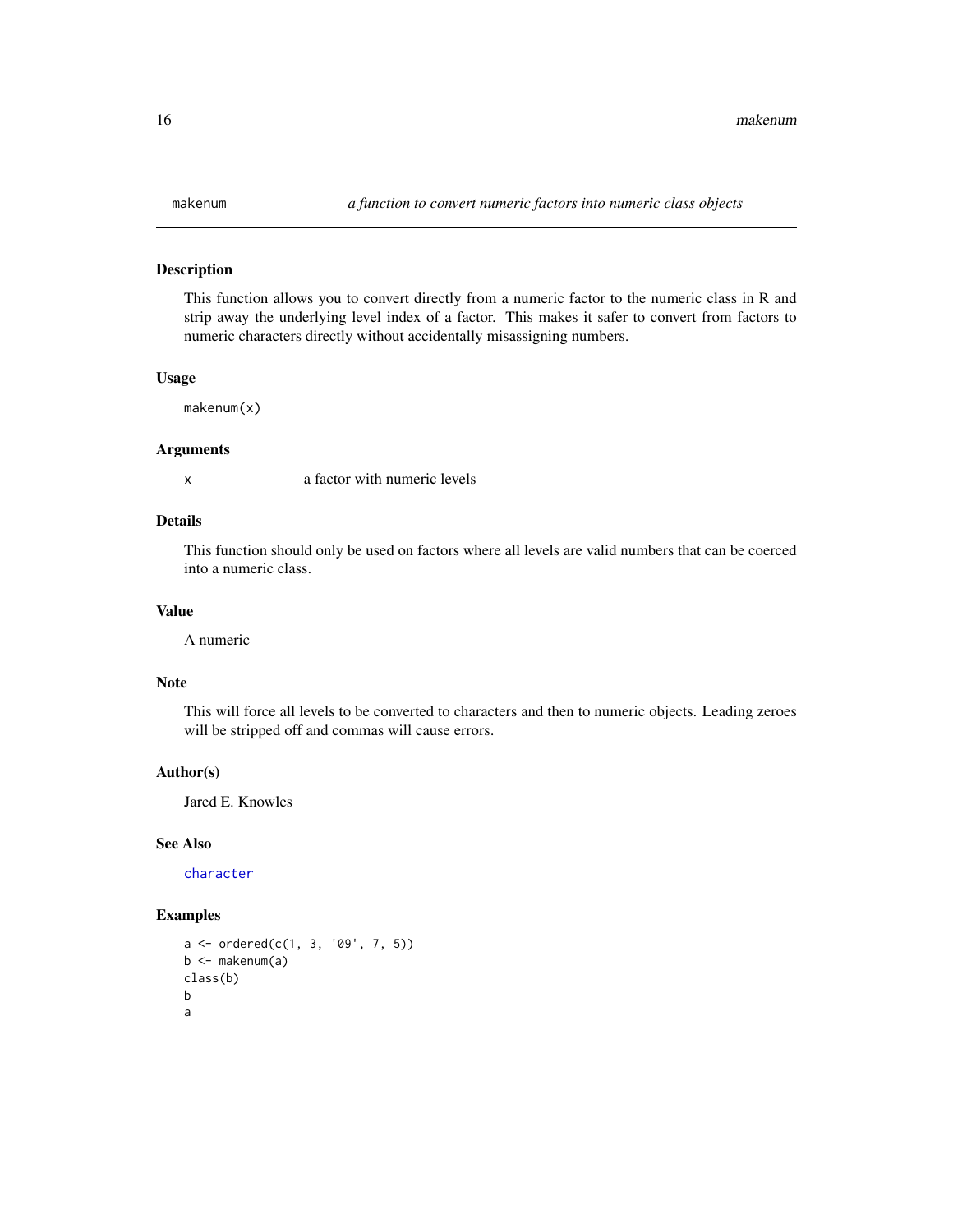`makenum` *a function to convert numeric factors into numeric class objects*

### Description

This function allows you to convert directly from a numeric factor to the numeric class in R and strip away the underlying level index of a factor. This makes it safer to convert from factors to numeric characters directly without accidentally misassigning numbers.

### Usage

```
makenum(x)
```

### Arguments

| | |
|---|---|
| x | a factor with numeric levels |

### Details

This function should only be used on factors where all levels are valid numbers that can be coerced into a numeric class.

### Value

A numeric

### Note

This will force all levels to be converted to characters and then to numeric objects. Leading zeroes will be stripped off and commas will cause errors.

### Author(s)

Jared E. Knowles

### See Also

`character`

### Examples

```
a <- ordered(c(1, 3, '09', 7, 5))
b <- makenum(a)
class(b)
b
a
```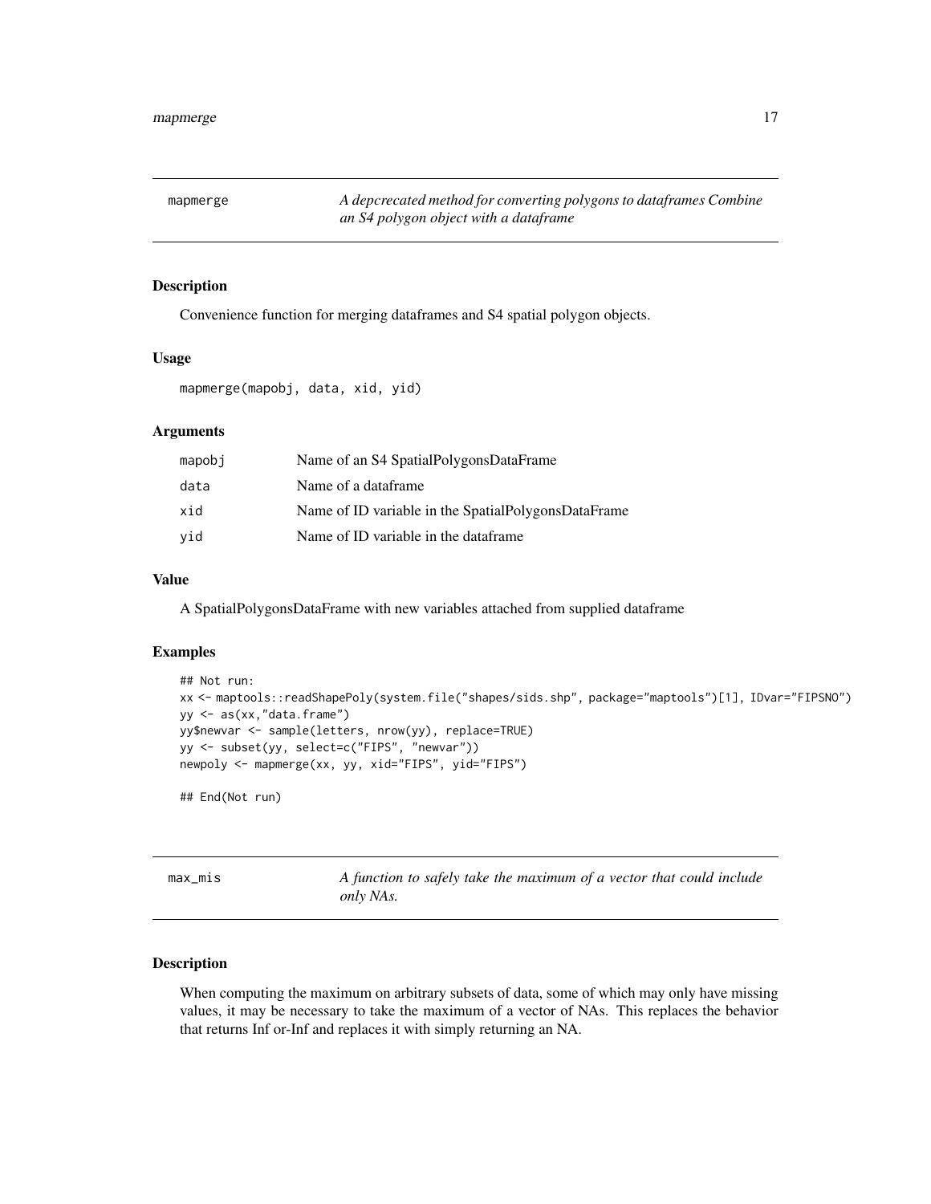## mapmerge

*A depcrecated method for converting polygons to dataframes Combine an S4 polygon object with a dataframe*

### Description

Convenience function for merging dataframes and S4 spatial polygon objects.

### Usage

```
mapmerge(mapobj, data, xid, yid)
```

### Arguments

| | |
|---|---|
| mapobj | Name of an S4 SpatialPolygonsDataFrame |
| data | Name of a dataframe |
| xid | Name of ID variable in the SpatialPolygonsDataFrame |
| yid | Name of ID variable in the dataframe |

### Value

A SpatialPolygonsDataFrame with new variables attached from supplied dataframe

### Examples

```
## Not run:
xx <- maptools::readShapePoly(system.file("shapes/sids.shp", package="maptools")[1], IDvar="FIPSNO")
yy <- as(xx,"data.frame")
yy$newvar <- sample(letters, nrow(yy), replace=TRUE)
yy <- subset(yy, select=c("FIPS", "newvar"))
newpoly <- mapmerge(xx, yy, xid="FIPS", yid="FIPS")

## End(Not run)
```

## max_mis

*A function to safely take the maximum of a vector that could include only NAs.*

### Description

When computing the maximum on arbitrary subsets of data, some of which may only have missing values, it may be necessary to take the maximum of a vector of NAs. This replaces the behavior that returns Inf or-Inf and replaces it with simply returning an NA.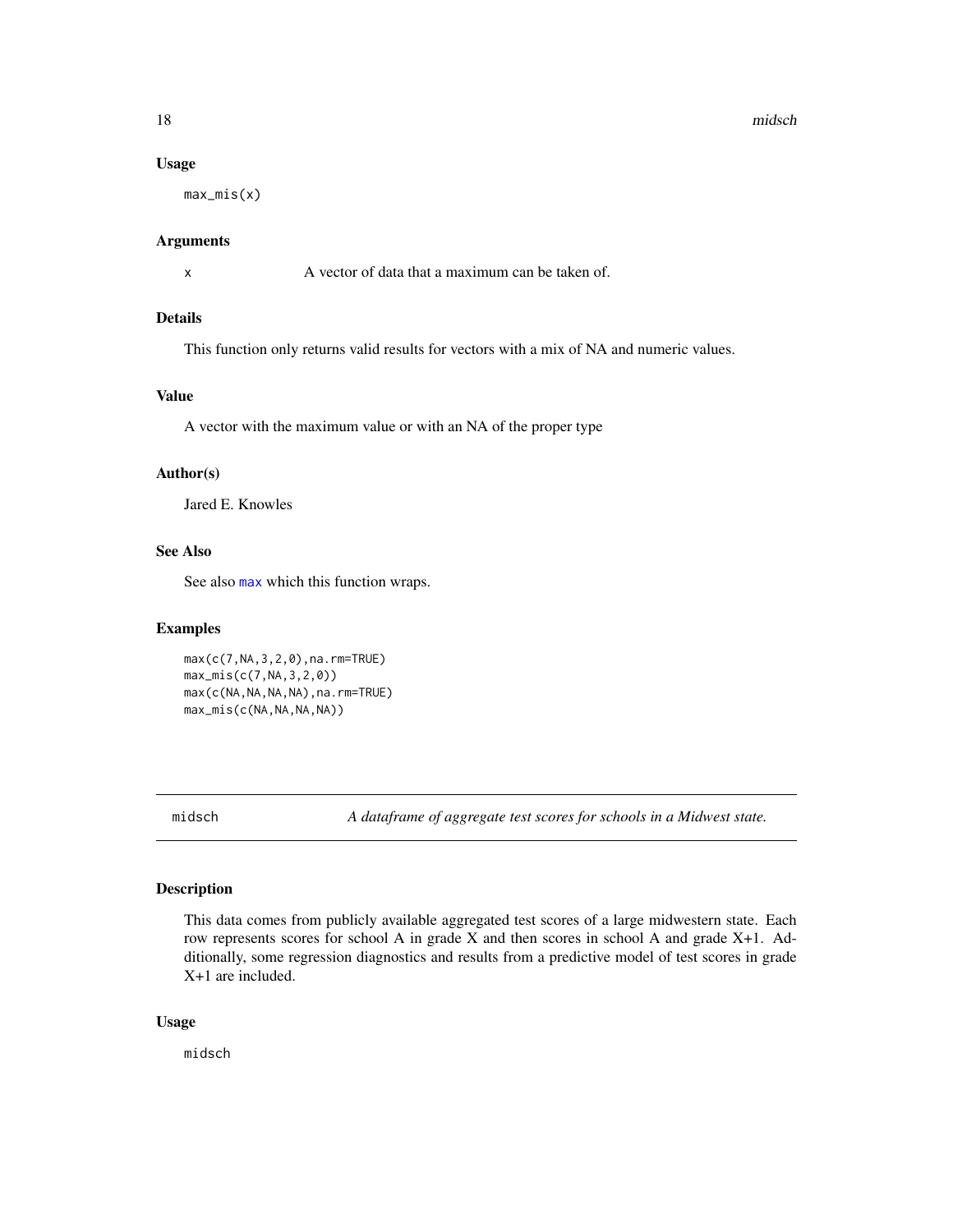### Usage

```
max_mis(x)
```

### Arguments

x        A vector of data that a maximum can be taken of.

### Details

This function only returns valid results for vectors with a mix of NA and numeric values.

### Value

A vector with the maximum value or with an NA of the proper type

### Author(s)

Jared E. Knowles

### See Also

See also max which this function wraps.

### Examples

```
max(c(7,NA,3,2,0),na.rm=TRUE)
max_mis(c(7,NA,3,2,0))
max(c(NA,NA,NA,NA),na.rm=TRUE)
max_mis(c(NA,NA,NA,NA))
```

---

## midsch        *A dataframe of aggregate test scores for schools in a Midwest state.*

### Description

This data comes from publicly available aggregated test scores of a large midwestern state. Each row represents scores for school A in grade X and then scores in school A and grade X+1. Additionally, some regression diagnostics and results from a predictive model of test scores in grade X+1 are included.

### Usage

```
midsch
```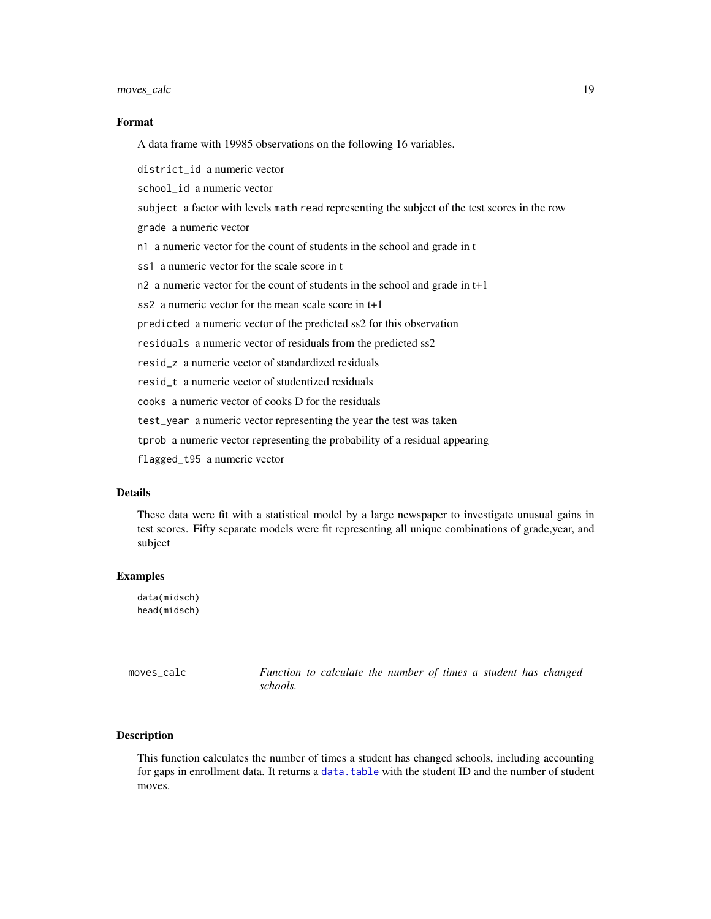### Format

A data frame with 19985 observations on the following 16 variables.

- `district_id` a numeric vector
- `school_id` a numeric vector
- `subject` a factor with levels `math` `read` representing the subject of the test scores in the row
- `grade` a numeric vector
- `n1` a numeric vector for the count of students in the school and grade in t
- `ss1` a numeric vector for the scale score in t
- `n2` a numeric vector for the count of students in the school and grade in t+1
- `ss2` a numeric vector for the mean scale score in t+1
- `predicted` a numeric vector of the predicted ss2 for this observation
- `residuals` a numeric vector of residuals from the predicted ss2
- `resid_z` a numeric vector of standardized residuals
- `resid_t` a numeric vector of studentized residuals
- `cooks` a numeric vector of cooks D for the residuals
- `test_year` a numeric vector representing the year the test was taken
- `tprob` a numeric vector representing the probability of a residual appearing
- `flagged_t95` a numeric vector

### Details

These data were fit with a statistical model by a large newspaper to investigate unusual gains in test scores. Fifty separate models were fit representing all unique combinations of grade,year, and subject

### Examples

```
data(midsch)
head(midsch)
```

---

## moves_calc &nbsp;&nbsp;&nbsp; *Function to calculate the number of times a student has changed schools.*

---

### Description

This function calculates the number of times a student has changed schools, including accounting for gaps in enrollment data. It returns a `data.table` with the student ID and the number of student moves.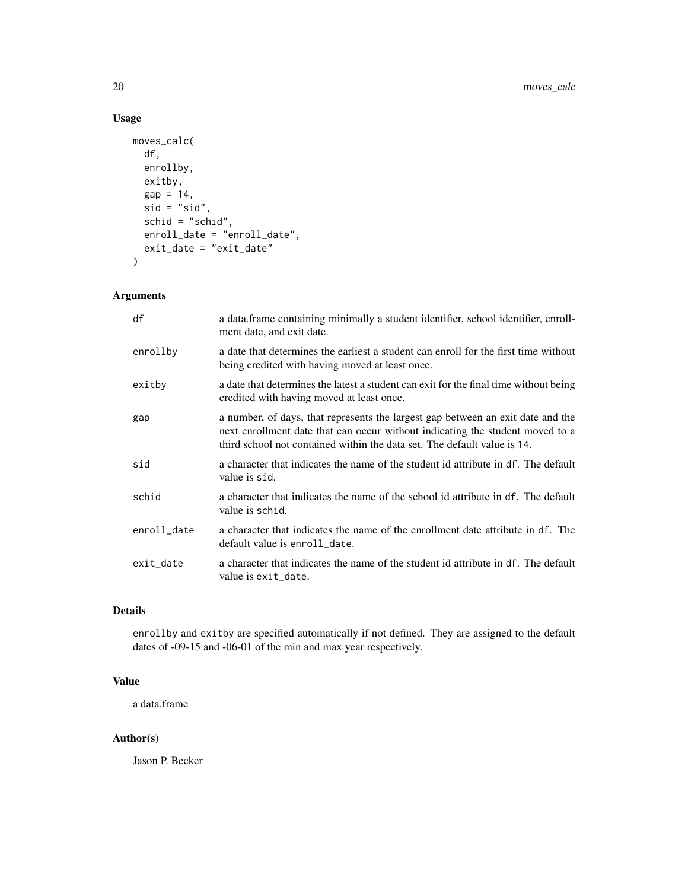## Usage

```
moves_calc(
  df,
  enrollby,
  exitby,
  gap = 14,
  sid = "sid",
  schid = "schid",
  enroll_date = "enroll_date",
  exit_date = "exit_date"
)
```

## Arguments

| | |
|---|---|
| df | a data.frame containing minimally a student identifier, school identifier, enrollment date, and exit date. |
| enrollby | a date that determines the earliest a student can enroll for the first time without being credited with having moved at least once. |
| exitby | a date that determines the latest a student can exit for the final time without being credited with having moved at least once. |
| gap | a number, of days, that represents the largest gap between an exit date and the next enrollment date that can occur without indicating the student moved to a third school not contained within the data set. The default value is 14. |
| sid | a character that indicates the name of the student id attribute in df. The default value is sid. |
| schid | a character that indicates the name of the school id attribute in df. The default value is schid. |
| enroll_date | a character that indicates the name of the enrollment date attribute in df. The default value is enroll_date. |
| exit_date | a character that indicates the name of the student id attribute in df. The default value is exit_date. |

## Details

enrollby and exitby are specified automatically if not defined. They are assigned to the default dates of -09-15 and -06-01 of the min and max year respectively.

## Value

a data.frame

## Author(s)

Jason P. Becker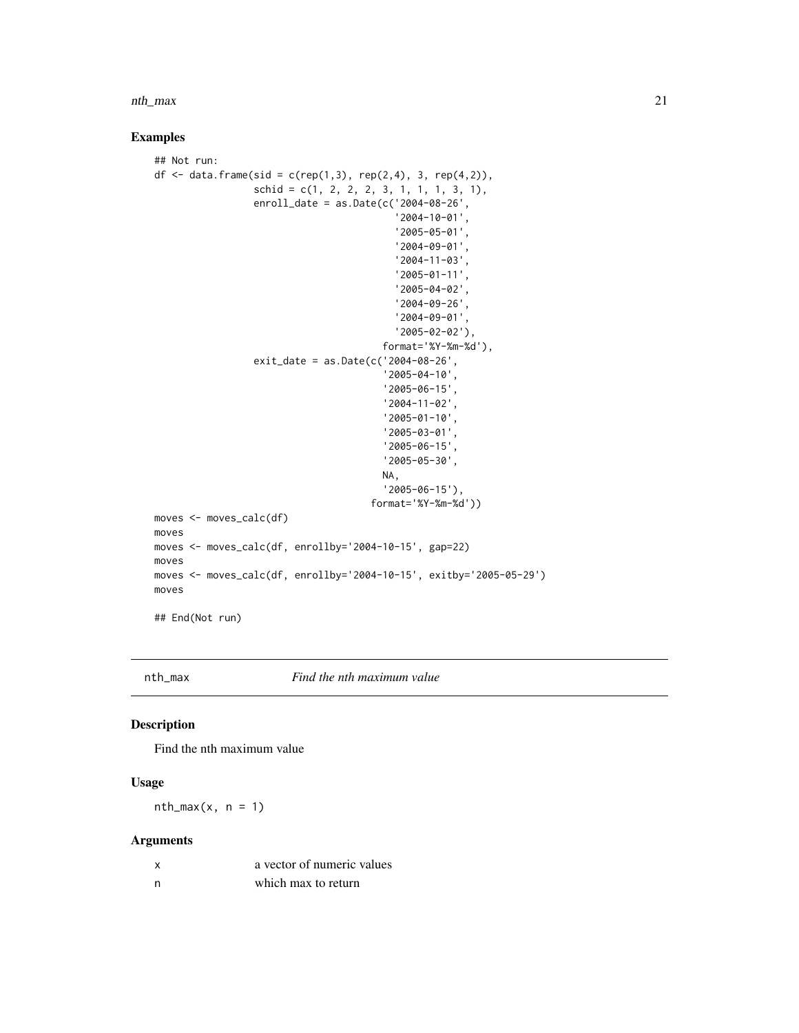## Examples

```
## Not run:
df <- data.frame(sid = c(rep(1,3), rep(2,4), 3, rep(4,2)),
                 schid = c(1, 2, 2, 2, 3, 1, 1, 1, 3, 1),
                 enroll_date = as.Date(c('2004-08-26',
                                         '2004-10-01',
                                         '2005-05-01',
                                         '2004-09-01',
                                         '2004-11-03',
                                         '2005-01-11',
                                         '2005-04-02',
                                         '2004-09-26',
                                         '2004-09-01',
                                         '2005-02-02'),
                                       format='%Y-%m-%d'),
                 exit_date = as.Date(c('2004-08-26',
                                       '2005-04-10',
                                       '2005-06-15',
                                       '2004-11-02',
                                       '2005-01-10',
                                       '2005-03-01',
                                       '2005-06-15',
                                       '2005-05-30',
                                       NA,
                                       '2005-06-15'),
                                     format='%Y-%m-%d'))
moves <- moves_calc(df)
moves
moves <- moves_calc(df, enrollby='2004-10-15', gap=22)
moves
moves <- moves_calc(df, enrollby='2004-10-15', exitby='2005-05-29')
moves

## End(Not run)
```

---

# nth_max — *Find the nth maximum value*

## Description

Find the nth maximum value

## Usage

```
nth_max(x, n = 1)
```

## Arguments

| | |
|---|---|
| x | a vector of numeric values |
| n | which max to return |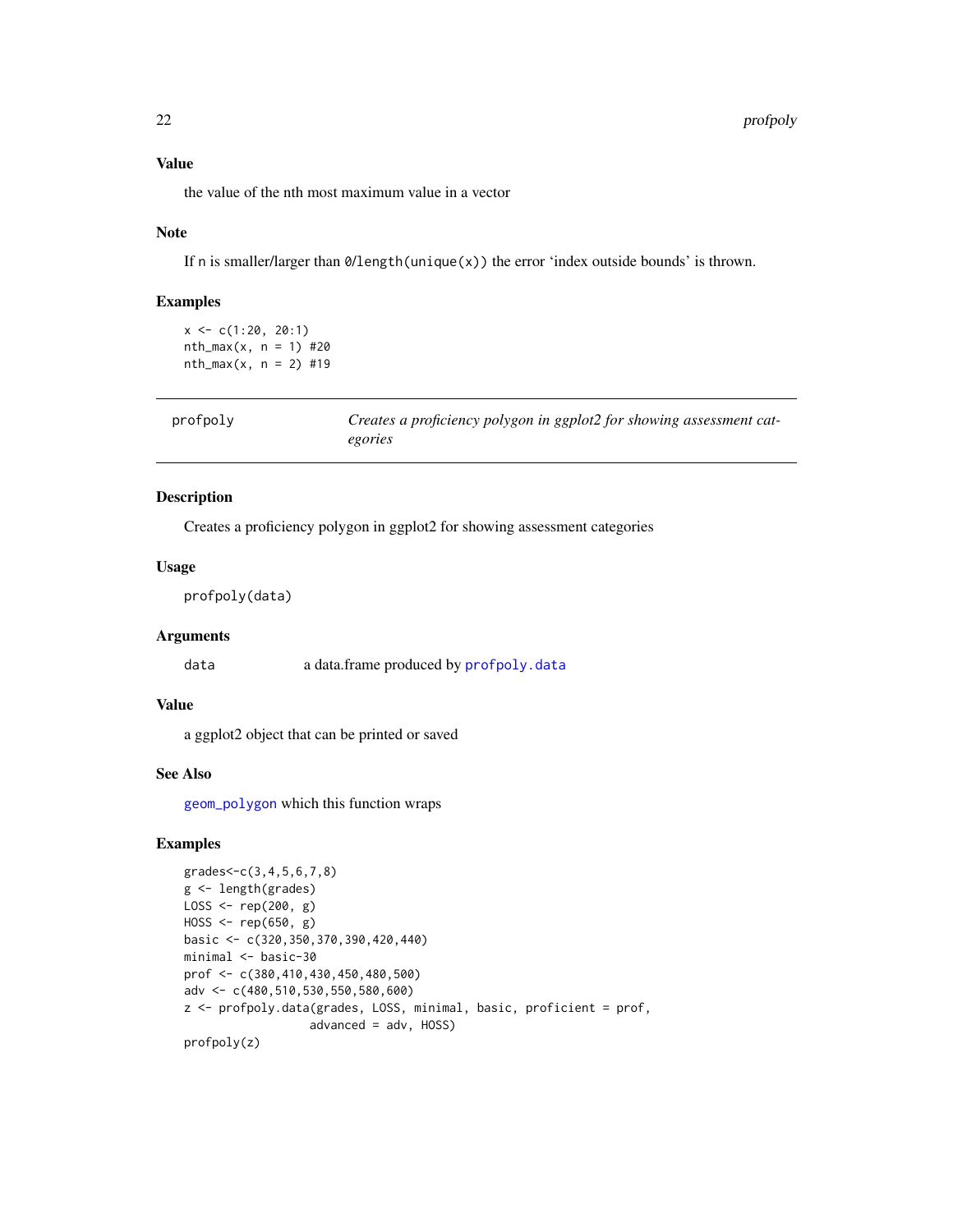### Value

the value of the nth most maximum value in a vector

### Note

If n is smaller/larger than `0/length(unique(x))` the error 'index outside bounds' is thrown.

### Examples

```
x <- c(1:20, 20:1)
nth_max(x, n = 1) #20
nth_max(x, n = 2) #19
```

---

## profpoly — *Creates a proficiency polygon in ggplot2 for showing assessment categories*

### Description

Creates a proficiency polygon in ggplot2 for showing assessment categories

### Usage

```
profpoly(data)
```

### Arguments

| | |
|---|---|
| data | a data.frame produced by `profpoly.data` |

### Value

a ggplot2 object that can be printed or saved

### See Also

`geom_polygon` which this function wraps

### Examples

```
grades<-c(3,4,5,6,7,8)
g <- length(grades)
LOSS <- rep(200, g)
HOSS <- rep(650, g)
basic <- c(320,350,370,390,420,440)
minimal <- basic-30
prof <- c(380,410,430,450,480,500)
adv <- c(480,510,530,550,580,600)
z <- profpoly.data(grades, LOSS, minimal, basic, proficient = prof,
                   advanced = adv, HOSS)
profpoly(z)
```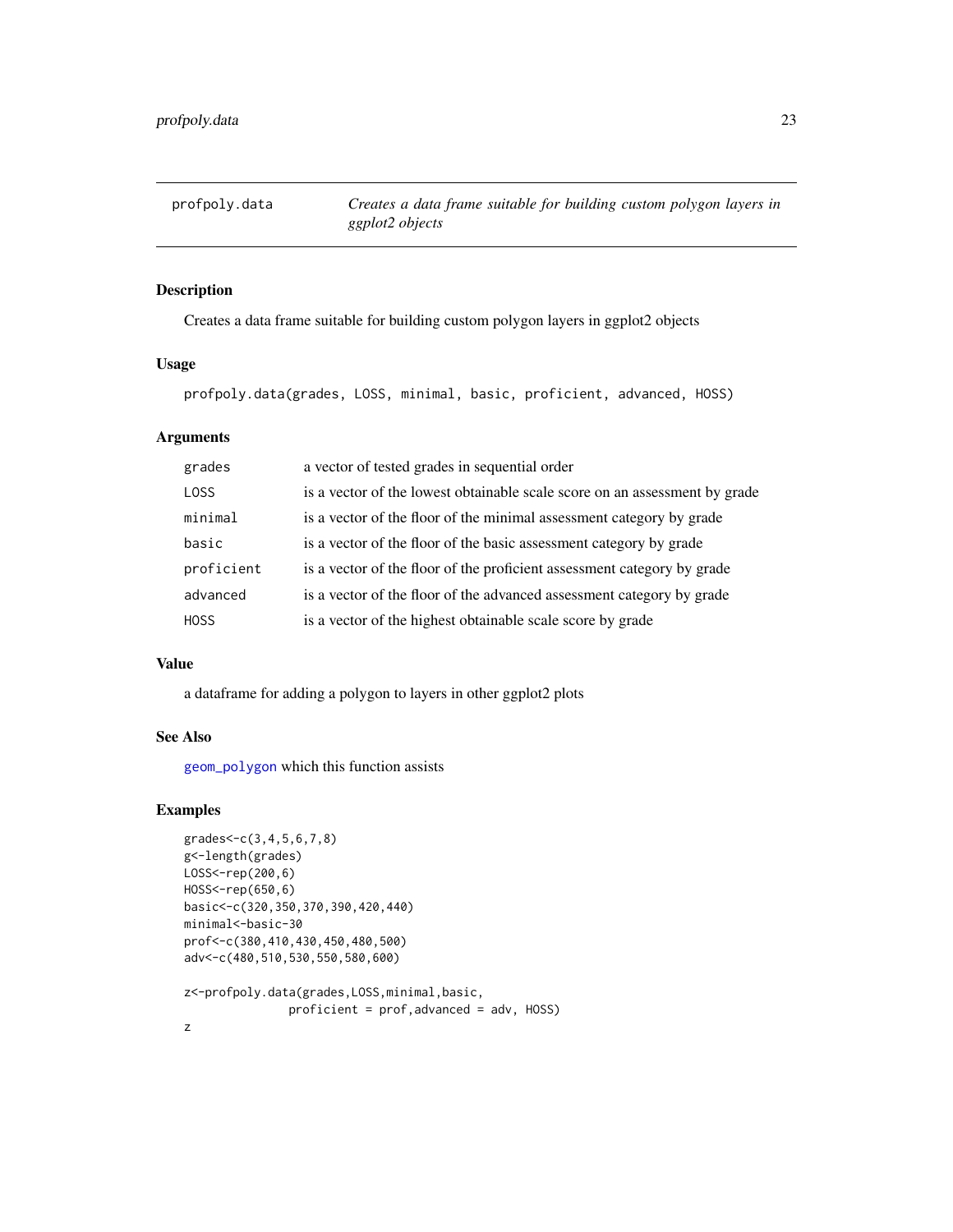| profpoly.data | *Creates a data frame suitable for building custom polygon layers in ggplot2 objects* |
|---|---|

## Description

Creates a data frame suitable for building custom polygon layers in ggplot2 objects

## Usage

```
profpoly.data(grades, LOSS, minimal, basic, proficient, advanced, HOSS)
```

## Arguments

| | |
|---|---|
| grades | a vector of tested grades in sequential order |
| LOSS | is a vector of the lowest obtainable scale score on an assessment by grade |
| minimal | is a vector of the floor of the minimal assessment category by grade |
| basic | is a vector of the floor of the basic assessment category by grade |
| proficient | is a vector of the floor of the proficient assessment category by grade |
| advanced | is a vector of the floor of the advanced assessment category by grade |
| HOSS | is a vector of the highest obtainable scale score by grade |

## Value

a dataframe for adding a polygon to layers in other ggplot2 plots

## See Also

geom_polygon which this function assists

## Examples

```
grades<-c(3,4,5,6,7,8)
g<-length(grades)
LOSS<-rep(200,6)
HOSS<-rep(650,6)
basic<-c(320,350,370,390,420,440)
minimal<-basic-30
prof<-c(380,410,430,450,480,500)
adv<-c(480,510,530,550,580,600)

z<-profpoly.data(grades,LOSS,minimal,basic,
               proficient = prof,advanced = adv, HOSS)
z
```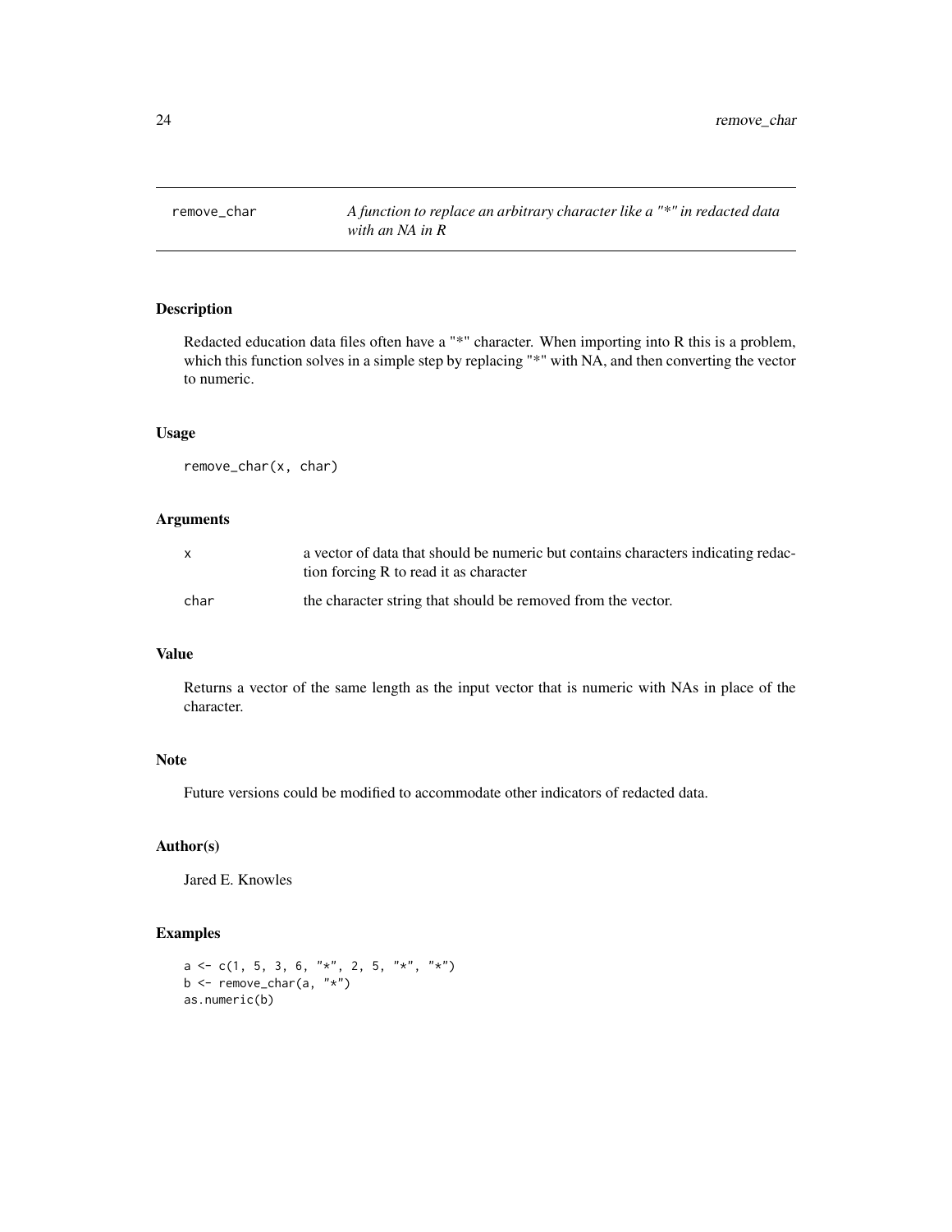remove_char *A function to replace an arbitrary character like a "*" in redacted data with an NA in R*

## Description

Redacted education data files often have a "*" character. When importing into R this is a problem, which this function solves in a simple step by replacing "*" with NA, and then converting the vector to numeric.

## Usage

```
remove_char(x, char)
```

## Arguments

| | |
|---|---|
| x | a vector of data that should be numeric but contains characters indicating redaction forcing R to read it as character |
| char | the character string that should be removed from the vector. |

## Value

Returns a vector of the same length as the input vector that is numeric with NAs in place of the character.

## Note

Future versions could be modified to accommodate other indicators of redacted data.

## Author(s)

Jared E. Knowles

## Examples

```
a <- c(1, 5, 3, 6, "*", 2, 5, "*", "*")
b <- remove_char(a, "*")
as.numeric(b)
```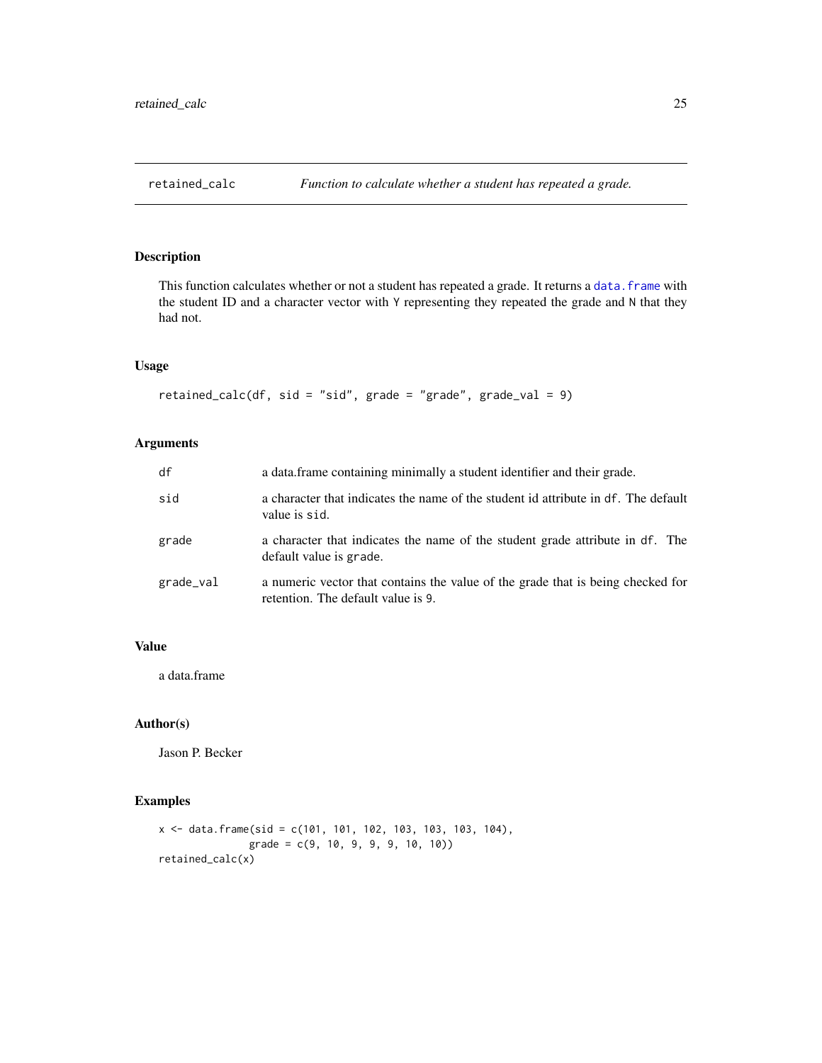## retained_calc — *Function to calculate whether a student has repeated a grade.*

### Description

This function calculates whether or not a student has repeated a grade. It returns a `data.frame` with the student ID and a character vector with `Y` representing they repeated the grade and `N` that they had not.

### Usage

```
retained_calc(df, sid = "sid", grade = "grade", grade_val = 9)
```

### Arguments

| | |
|---|---|
| `df` | a data.frame containing minimally a student identifier and their grade. |
| `sid` | a character that indicates the name of the student id attribute in `df`. The default value is `sid`. |
| `grade` | a character that indicates the name of the student grade attribute in `df`. The default value is `grade`. |
| `grade_val` | a numeric vector that contains the value of the grade that is being checked for retention. The default value is `9`. |

### Value

a data.frame

### Author(s)

Jason P. Becker

### Examples

```
x <- data.frame(sid = c(101, 101, 102, 103, 103, 103, 104),
                grade = c(9, 10, 9, 9, 9, 10, 10))
retained_calc(x)
```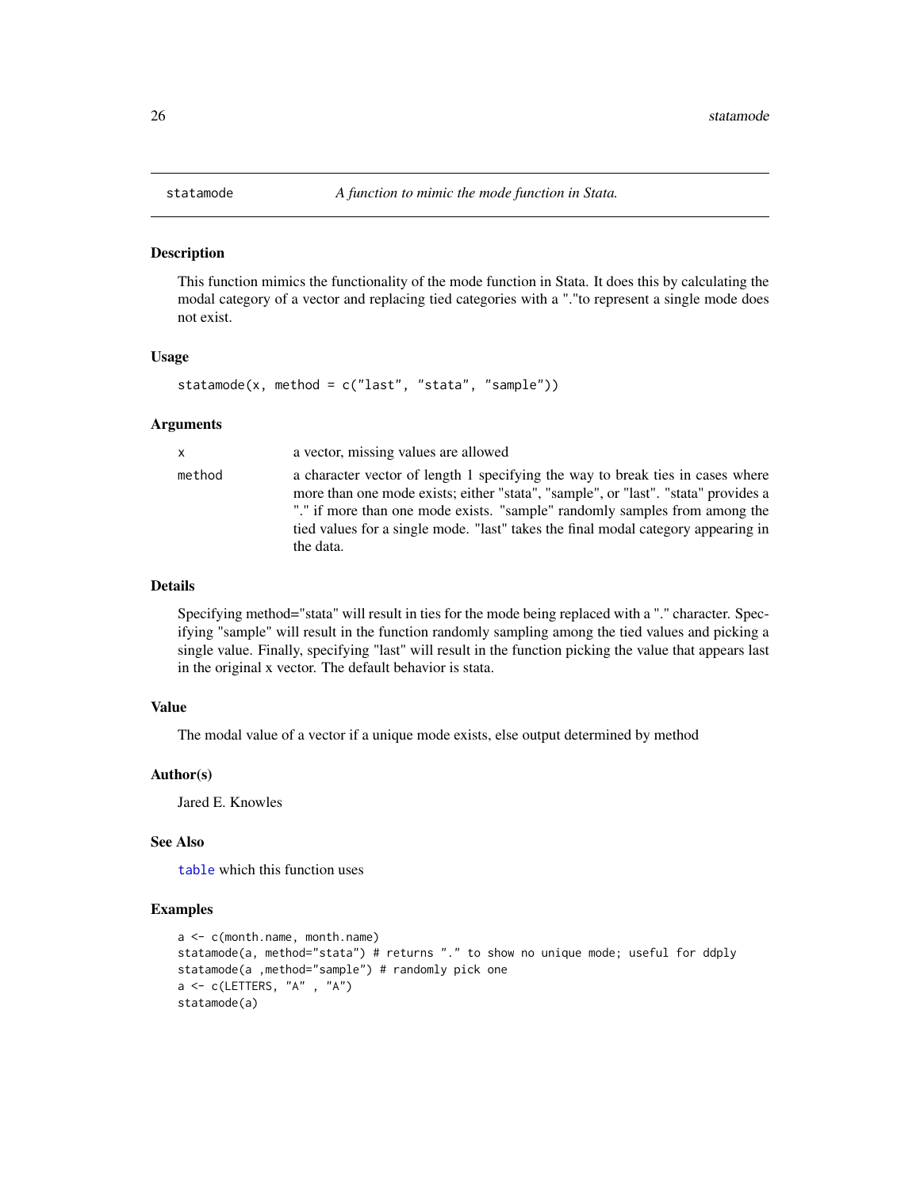## statamode — *A function to mimic the mode function in Stata.*

### Description

This function mimics the functionality of the mode function in Stata. It does this by calculating the modal category of a vector and replacing tied categories with a "."to represent a single mode does not exist.

### Usage

```
statamode(x, method = c("last", "stata", "sample"))
```

### Arguments

| | |
|---|---|
| x | a vector, missing values are allowed |
| method | a character vector of length 1 specifying the way to break ties in cases where more than one mode exists; either "stata", "sample", or "last". "stata" provides a "." if more than one mode exists. "sample" randomly samples from among the tied values for a single mode. "last" takes the final modal category appearing in the data. |

### Details

Specifying method="stata" will result in ties for the mode being replaced with a "." character. Specifying "sample" will result in the function randomly sampling among the tied values and picking a single value. Finally, specifying "last" will result in the function picking the value that appears last in the original x vector. The default behavior is stata.

### Value

The modal value of a vector if a unique mode exists, else output determined by method

### Author(s)

Jared E. Knowles

### See Also

`table` which this function uses

### Examples

```
a <- c(month.name, month.name)
statamode(a, method="stata") # returns "." to show no unique mode; useful for ddply
statamode(a ,method="sample") # randomly pick one
a <- c(LETTERS, "A" , "A")
statamode(a)
```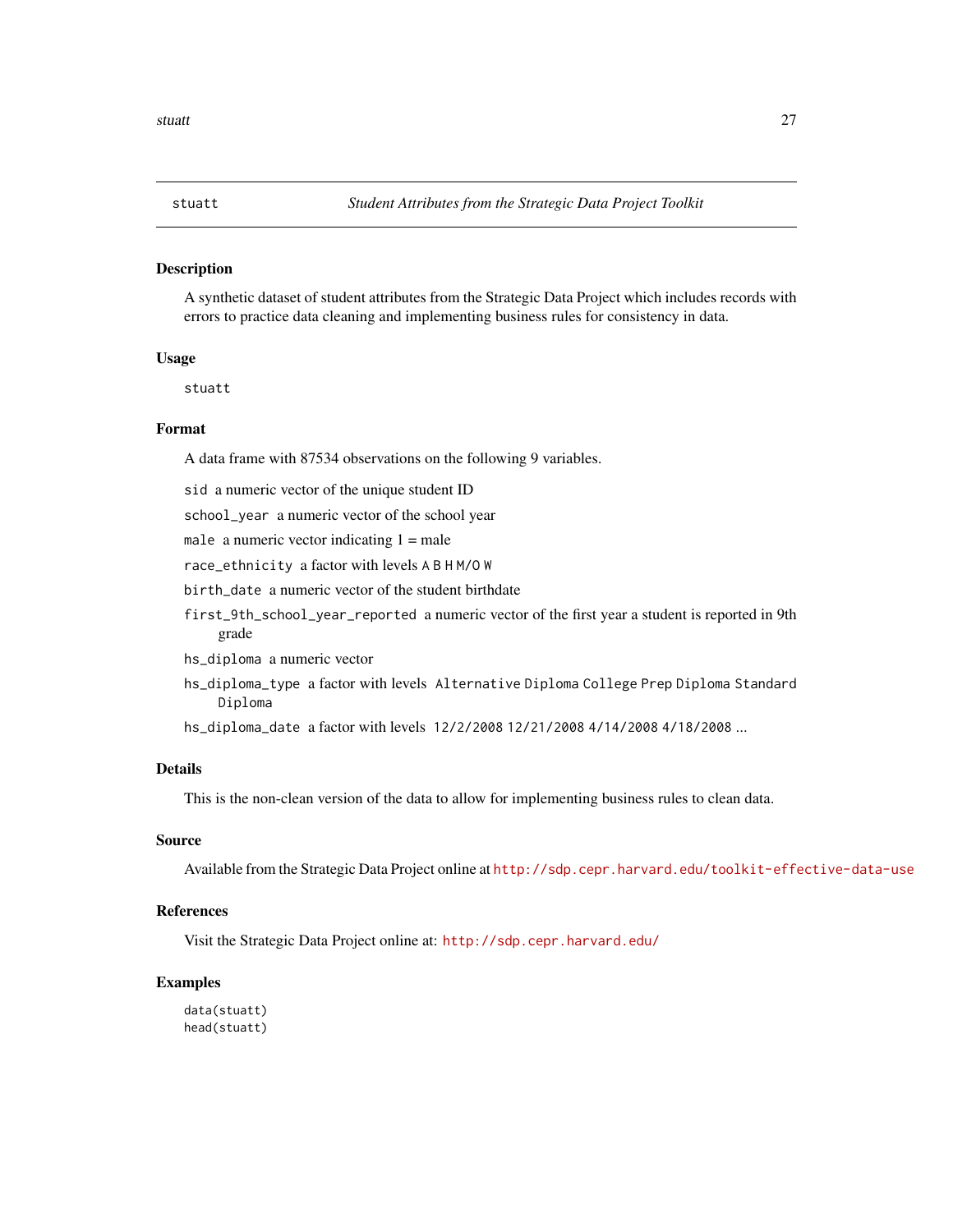## stuatt — *Student Attributes from the Strategic Data Project Toolkit*

### Description

A synthetic dataset of student attributes from the Strategic Data Project which includes records with errors to practice data cleaning and implementing business rules for consistency in data.

### Usage

```
stuatt
```

### Format

A data frame with 87534 observations on the following 9 variables.

- `sid` a numeric vector of the unique student ID
- `school_year` a numeric vector of the school year
- `male` a numeric vector indicating 1 = male
- `race_ethnicity` a factor with levels `A` `B` `H` `M/O` `W`
- `birth_date` a numeric vector of the student birthdate
- `first_9th_school_year_reported` a numeric vector of the first year a student is reported in 9th grade
- `hs_diploma` a numeric vector
- `hs_diploma_type` a factor with levels `Alternative Diploma` `College Prep Diploma` `Standard Diploma`
- `hs_diploma_date` a factor with levels `12/2/2008` `12/21/2008` `4/14/2008` `4/18/2008` ...

### Details

This is the non-clean version of the data to allow for implementing business rules to clean data.

### Source

Available from the Strategic Data Project online at http://sdp.cepr.harvard.edu/toolkit-effective-data-use

### References

Visit the Strategic Data Project online at: http://sdp.cepr.harvard.edu/

### Examples

```
data(stuatt)
head(stuatt)
```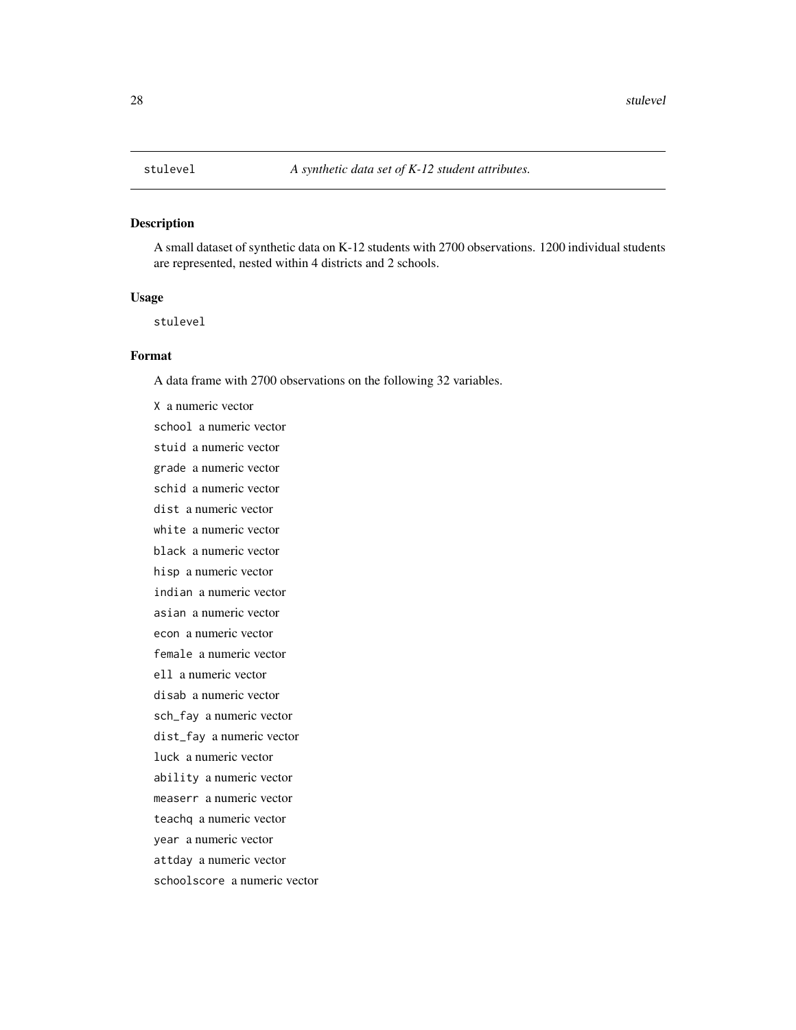stulevel *A synthetic data set of K-12 student attributes.*

## Description

A small dataset of synthetic data on K-12 students with 2700 observations. 1200 individual students are represented, nested within 4 districts and 2 schools.

## Usage

```
stulevel
```

## Format

A data frame with 2700 observations on the following 32 variables.

`X` a numeric vector

`school` a numeric vector

`stuid` a numeric vector

`grade` a numeric vector

`schid` a numeric vector

`dist` a numeric vector

`white` a numeric vector

`black` a numeric vector

`hisp` a numeric vector

`indian` a numeric vector

`asian` a numeric vector

`econ` a numeric vector

`female` a numeric vector

`ell` a numeric vector

`disab` a numeric vector

`sch_fay` a numeric vector

`dist_fay` a numeric vector

`luck` a numeric vector

`ability` a numeric vector

`measerr` a numeric vector

`teachq` a numeric vector

`year` a numeric vector

`attday` a numeric vector

`schoolscore` a numeric vector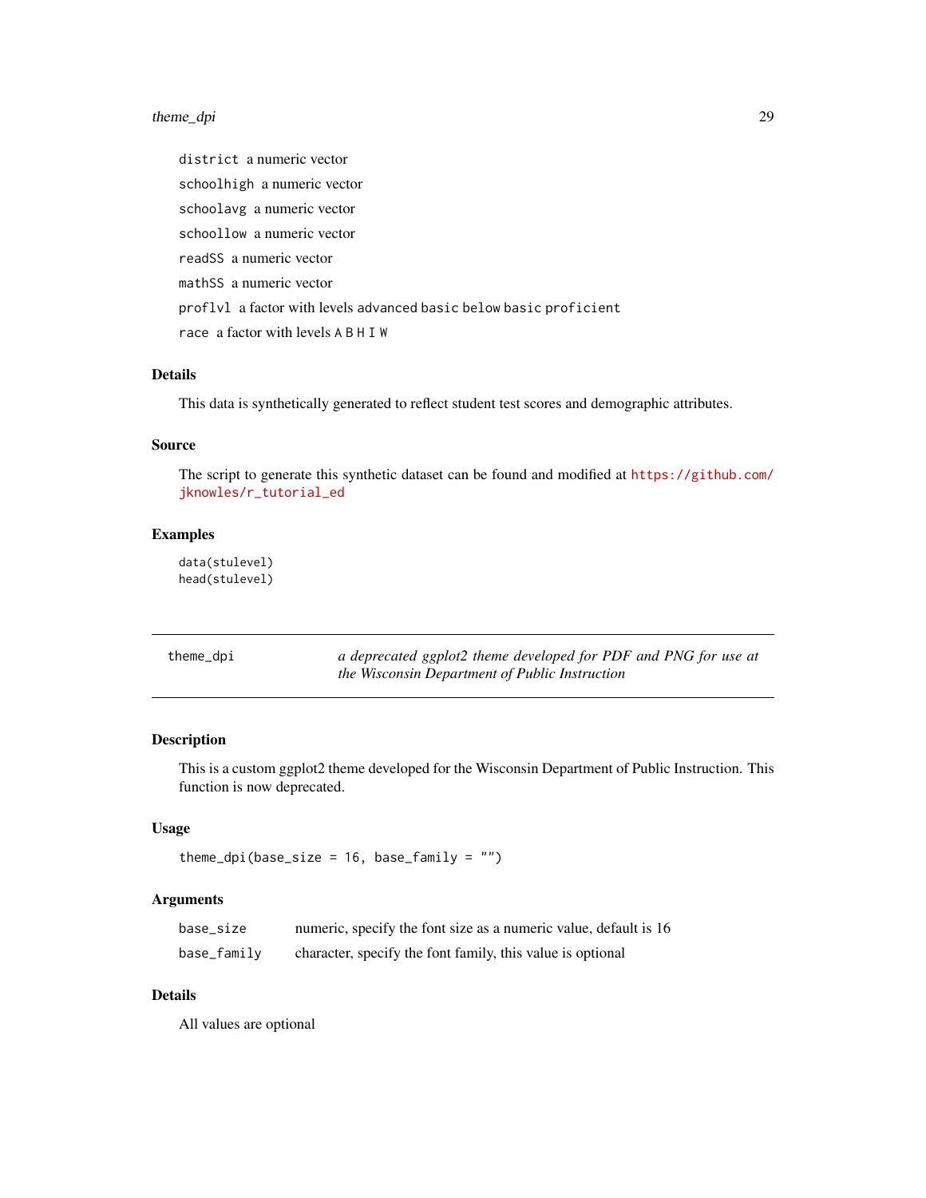`district` a numeric vector

`schoolhigh` a numeric vector

`schoolavg` a numeric vector

`schoollow` a numeric vector

`readSS` a numeric vector

`mathSS` a numeric vector

`proflvl` a factor with levels `advanced` `basic` `below basic` `proficient`

`race` a factor with levels `A` `B` `H` `I` `W`

### Details

This data is synthetically generated to reflect student test scores and demographic attributes.

### Source

The script to generate this synthetic dataset can be found and modified at https://github.com/jknowles/r_tutorial_ed

### Examples

```
data(stulevel)
head(stulevel)
```

---

## theme_dpi — *a deprecated ggplot2 theme developed for PDF and PNG for use at the Wisconsin Department of Public Instruction*

---

### Description

This is a custom ggplot2 theme developed for the Wisconsin Department of Public Instruction. This function is now deprecated.

### Usage

```
theme_dpi(base_size = 16, base_family = "")
```

### Arguments

| | |
|---|---|
| `base_size` | numeric, specify the font size as a numeric value, default is 16 |
| `base_family` | character, specify the font family, this value is optional |

### Details

All values are optional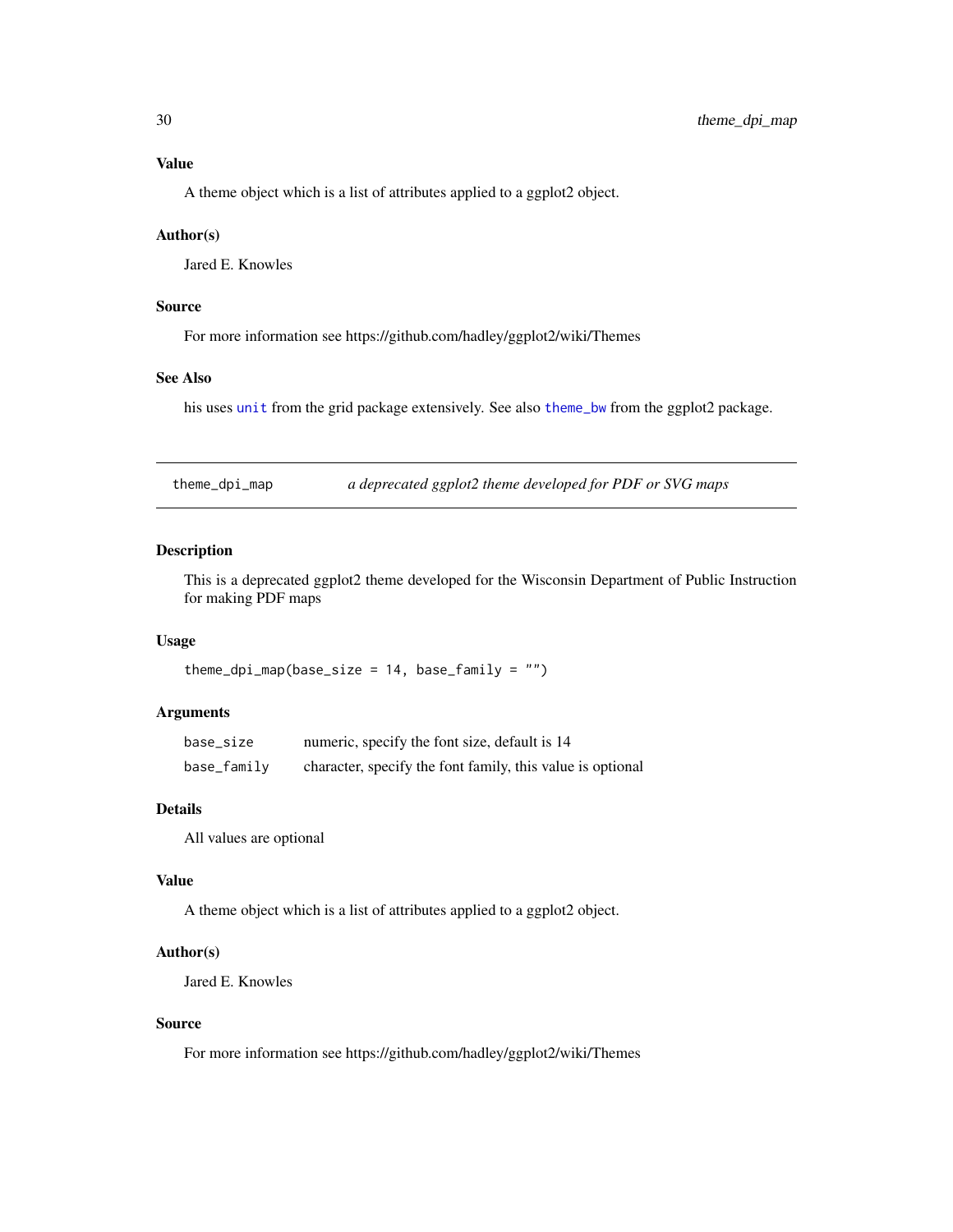### Value

A theme object which is a list of attributes applied to a ggplot2 object.

### Author(s)

Jared E. Knowles

### Source

For more information see https://github.com/hadley/ggplot2/wiki/Themes

### See Also

his uses `unit` from the grid package extensively. See also `theme_bw` from the ggplot2 package.

---

## theme_dpi_map — *a deprecated ggplot2 theme developed for PDF or SVG maps*

---

### Description

This is a deprecated ggplot2 theme developed for the Wisconsin Department of Public Instruction for making PDF maps

### Usage

```
theme_dpi_map(base_size = 14, base_family = "")
```

### Arguments

| | |
|---|---|
| `base_size` | numeric, specify the font size, default is 14 |
| `base_family` | character, specify the font family, this value is optional |

### Details

All values are optional

### Value

A theme object which is a list of attributes applied to a ggplot2 object.

### Author(s)

Jared E. Knowles

### Source

For more information see https://github.com/hadley/ggplot2/wiki/Themes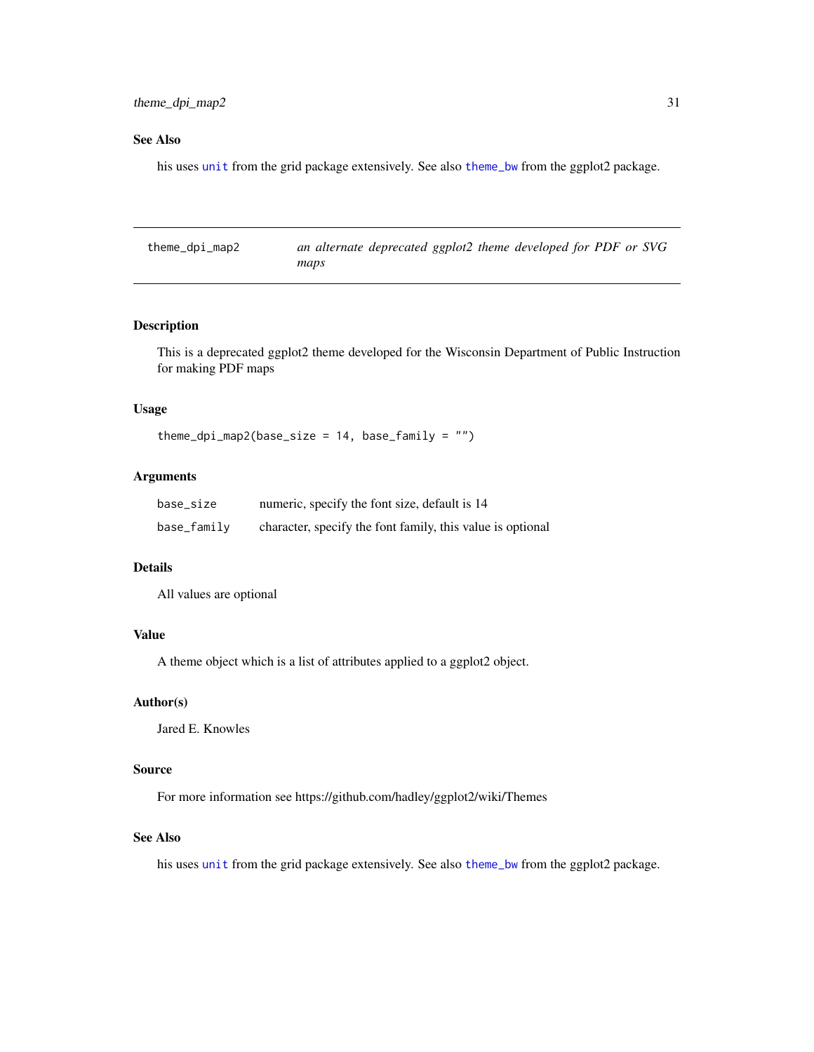### See Also

his uses unit from the grid package extensively. See also theme_bw from the ggplot2 package.

---

## theme_dpi_map2 — *an alternate deprecated ggplot2 theme developed for PDF or SVG maps*

### Description

This is a deprecated ggplot2 theme developed for the Wisconsin Department of Public Instruction for making PDF maps

### Usage

```
theme_dpi_map2(base_size = 14, base_family = "")
```

### Arguments

| | |
|---|---|
| base_size | numeric, specify the font size, default is 14 |
| base_family | character, specify the font family, this value is optional |

### Details

All values are optional

### Value

A theme object which is a list of attributes applied to a ggplot2 object.

### Author(s)

Jared E. Knowles

### Source

For more information see https://github.com/hadley/ggplot2/wiki/Themes

### See Also

his uses unit from the grid package extensively. See also theme_bw from the ggplot2 package.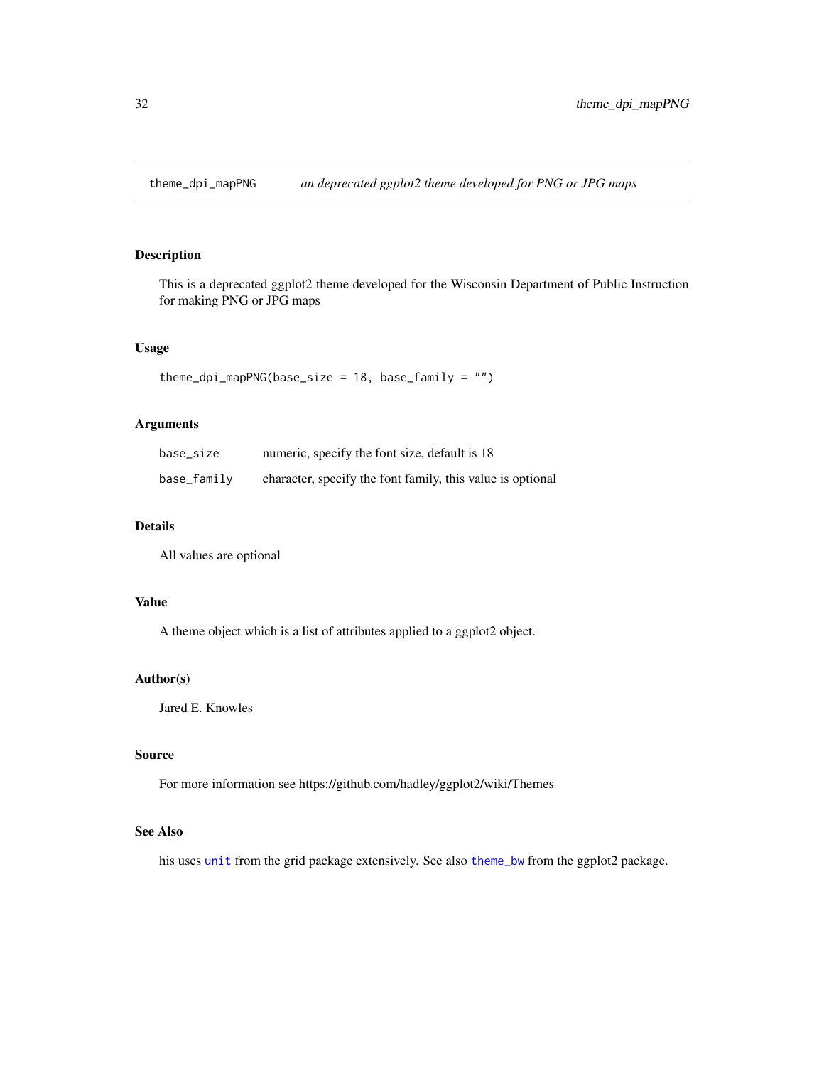## theme_dpi_mapPNG — *an deprecated ggplot2 theme developed for PNG or JPG maps*

### Description

This is a deprecated ggplot2 theme developed for the Wisconsin Department of Public Instruction for making PNG or JPG maps

### Usage

```
theme_dpi_mapPNG(base_size = 18, base_family = "")
```

### Arguments

| | |
|---|---|
| base_size | numeric, specify the font size, default is 18 |
| base_family | character, specify the font family, this value is optional |

### Details

All values are optional

### Value

A theme object which is a list of attributes applied to a ggplot2 object.

### Author(s)

Jared E. Knowles

### Source

For more information see https://github.com/hadley/ggplot2/wiki/Themes

### See Also

his uses `unit` from the grid package extensively. See also `theme_bw` from the ggplot2 package.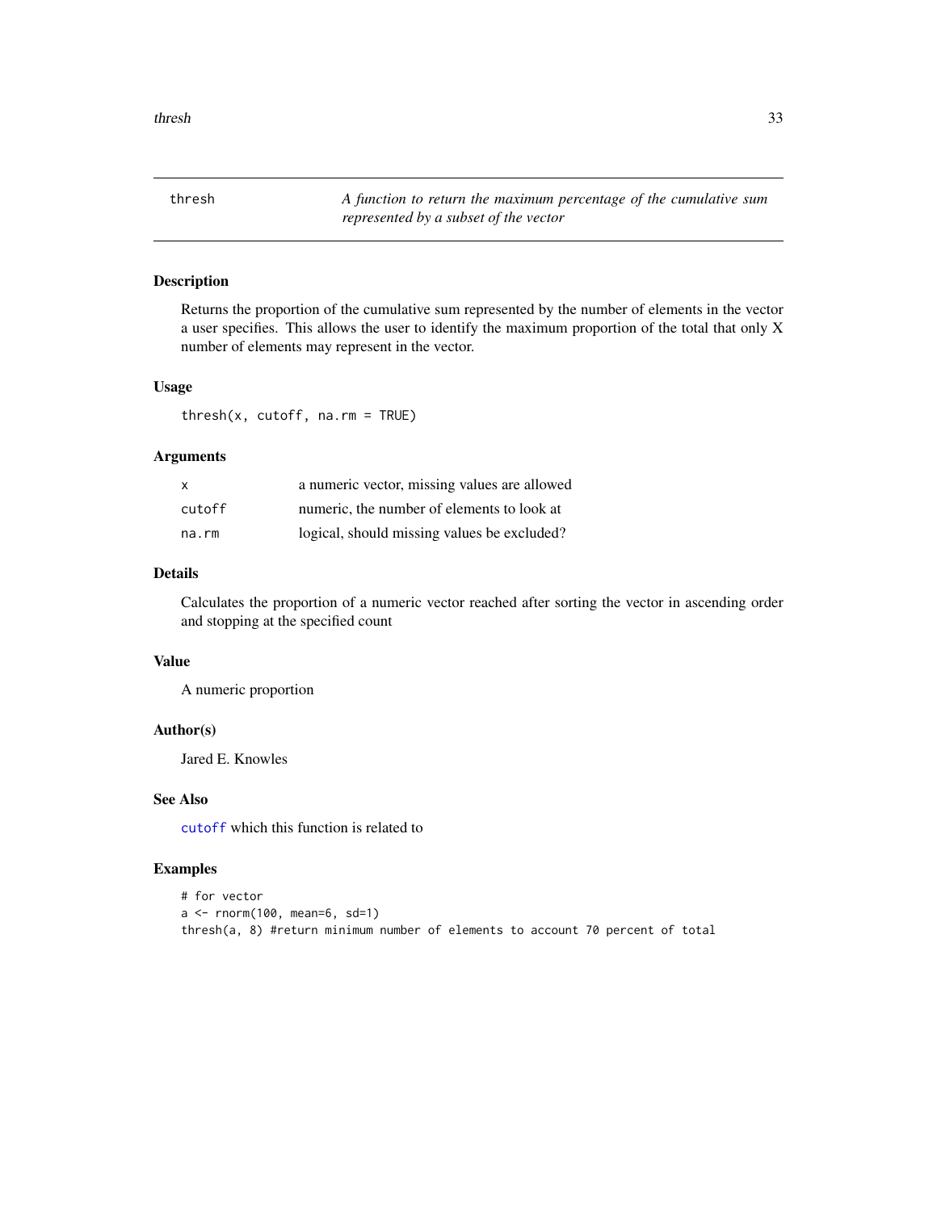# thresh

*A function to return the maximum percentage of the cumulative sum represented by a subset of the vector*

## Description

Returns the proportion of the cumulative sum represented by the number of elements in the vector a user specifies. This allows the user to identify the maximum proportion of the total that only X number of elements may represent in the vector.

## Usage

```
thresh(x, cutoff, na.rm = TRUE)
```

## Arguments

| | |
|---|---|
| x | a numeric vector, missing values are allowed |
| cutoff | numeric, the number of elements to look at |
| na.rm | logical, should missing values be excluded? |

## Details

Calculates the proportion of a numeric vector reached after sorting the vector in ascending order and stopping at the specified count

## Value

A numeric proportion

## Author(s)

Jared E. Knowles

## See Also

`cutoff` which this function is related to

## Examples

```
# for vector
a <- rnorm(100, mean=6, sd=1)
thresh(a, 8) #return minimum number of elements to account 70 percent of total
```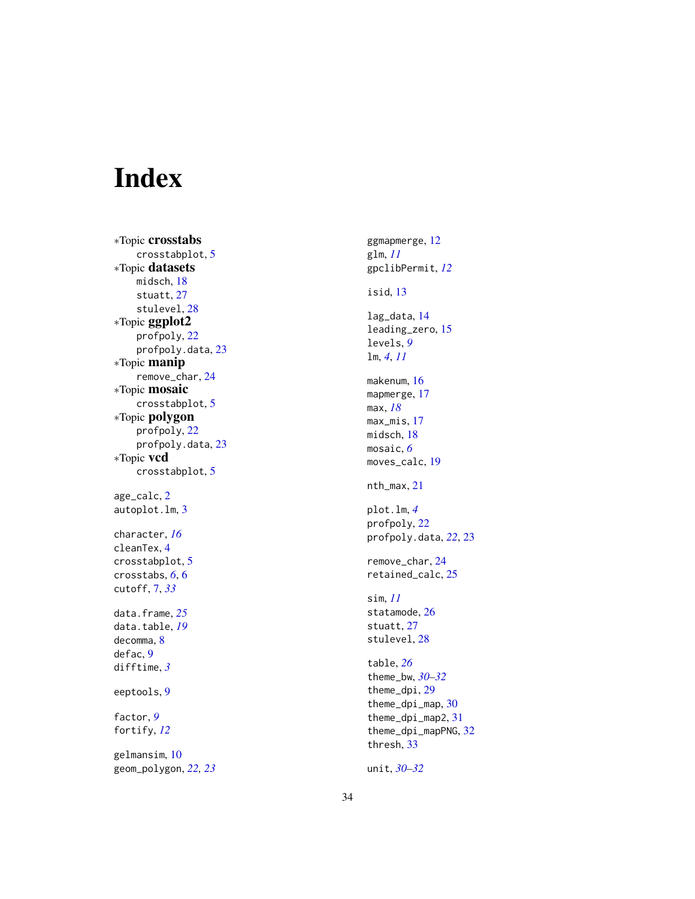# Index

∗Topic **crosstabs**
  crosstabplot, 5
∗Topic **datasets**
  midsch, 18
  stuatt, 27
  stulevel, 28
∗Topic **ggplot2**
  profpoly, 22
  profpoly.data, 23
∗Topic **manip**
  remove_char, 24
∗Topic **mosaic**
  crosstabplot, 5
∗Topic **polygon**
  profpoly, 22
  profpoly.data, 23
∗Topic **vcd**
  crosstabplot, 5

age_calc, 2
autoplot.lm, 3

character, *16*
cleanTex, 4
crosstabplot, 5
crosstabs, *6*, 6
cutoff, 7, *33*

data.frame, *25*
data.table, *19*
decomma, 8
defac, 9
difftime, *3*

eeptools, 9

factor, *9*
fortify, *12*

gelmansim, 10
geom_polygon, *22, 23*
ggmapmerge, 12
glm, *11*
gpclibPermit, *12*

isid, 13

lag_data, 14
leading_zero, 15
levels, *9*
lm, *4*, *11*

makenum, 16
mapmerge, 17
max, *18*
max_mis, 17
midsch, 18
mosaic, *6*
moves_calc, 19

nth_max, 21

plot.lm, *4*
profpoly, 22
profpoly.data, *22*, 23

remove_char, 24
retained_calc, 25

sim, *11*
statamode, 26
stuatt, 27
stulevel, 28

table, *26*
theme_bw, *30–32*
theme_dpi, 29
theme_dpi_map, 30
theme_dpi_map2, 31
theme_dpi_mapPNG, 32
thresh, 33

unit, *30–32*